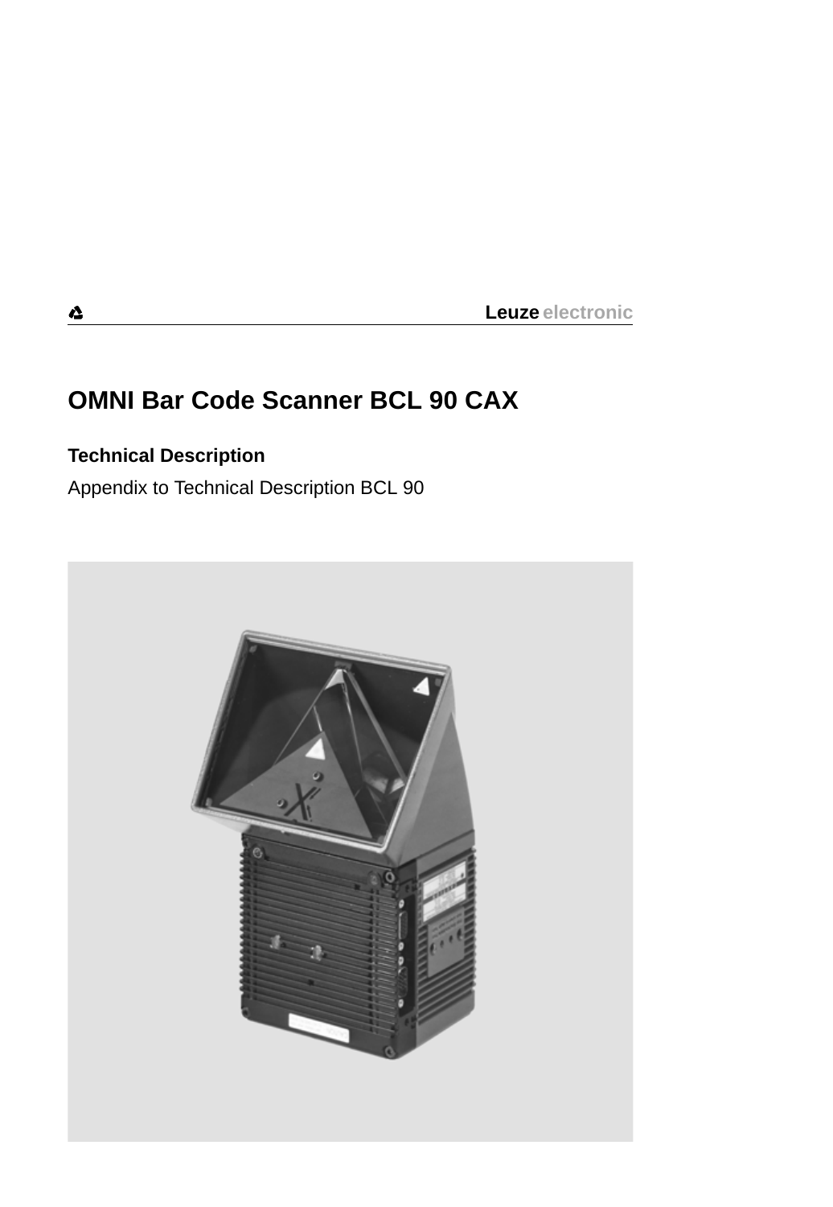Leuze electronic

# OMNI Bar Code Scanner BCL 90 CAX

## Technical Description

Appendix to Technical Description BCL 90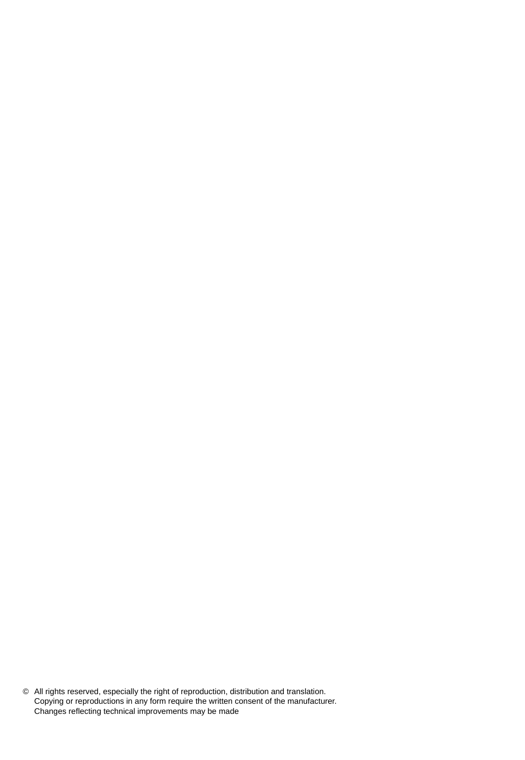© All rights reserved, especially the right of reproduction, distribution and translation.
Copying or reproductions in any form require the written consent of the manufacturer.
Changes reflecting technical improvements may be made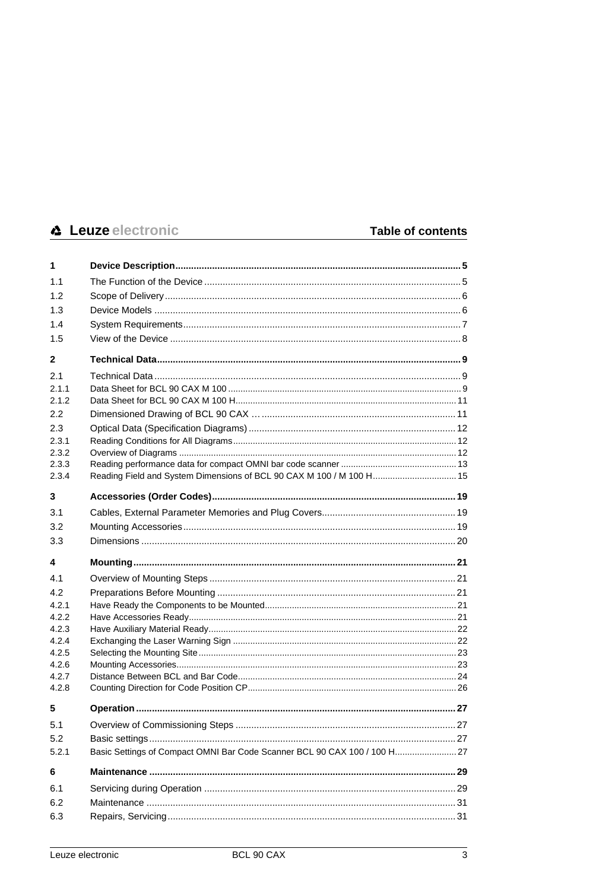# Table of contents

| | | |
|---|---|---|
| **1** | **Device Description** | **5** |
| 1.1 | The Function of the Device | 5 |
| 1.2 | Scope of Delivery | 6 |
| 1.3 | Device Models | 6 |
| 1.4 | System Requirements | 7 |
| 1.5 | View of the Device | 8 |
| **2** | **Technical Data** | **9** |
| 2.1 | Technical Data | 9 |
| 2.1.1 | Data Sheet for BCL 90 CAX M 100 | 9 |
| 2.1.2 | Data Sheet for BCL 90 CAX M 100 H | 11 |
| 2.2 | Dimensioned Drawing of BCL 90 CAX … | 11 |
| 2.3 | Optical Data (Specification Diagrams) | 12 |
| 2.3.1 | Reading Conditions for All Diagrams | 12 |
| 2.3.2 | Overview of Diagrams | 12 |
| 2.3.3 | Reading performance data for compact OMNI bar code scanner | 13 |
| 2.3.4 | Reading Field and System Dimensions of BCL 90 CAX M 100 / M 100 H | 15 |
| **3** | **Accessories (Order Codes)** | **19** |
| 3.1 | Cables, External Parameter Memories and Plug Covers | 19 |
| 3.2 | Mounting Accessories | 19 |
| 3.3 | Dimensions | 20 |
| **4** | **Mounting** | **21** |
| 4.1 | Overview of Mounting Steps | 21 |
| 4.2 | Preparations Before Mounting | 21 |
| 4.2.1 | Have Ready the Components to be Mounted | 21 |
| 4.2.2 | Have Accessories Ready | 21 |
| 4.2.3 | Have Auxiliary Material Ready | 22 |
| 4.2.4 | Exchanging the Laser Warning Sign | 22 |
| 4.2.5 | Selecting the Mounting Site | 23 |
| 4.2.6 | Mounting Accessories | 23 |
| 4.2.7 | Distance Between BCL and Bar Code | 24 |
| 4.2.8 | Counting Direction for Code Position CP | 26 |
| **5** | **Operation** | **27** |
| 5.1 | Overview of Commissioning Steps | 27 |
| 5.2 | Basic settings | 27 |
| 5.2.1 | Basic Settings of Compact OMNI Bar Code Scanner BCL 90 CAX 100 / 100 H | 27 |
| **6** | **Maintenance** | **29** |
| 6.1 | Servicing during Operation | 29 |
| 6.2 | Maintenance | 31 |
| 6.3 | Repairs, Servicing | 31 |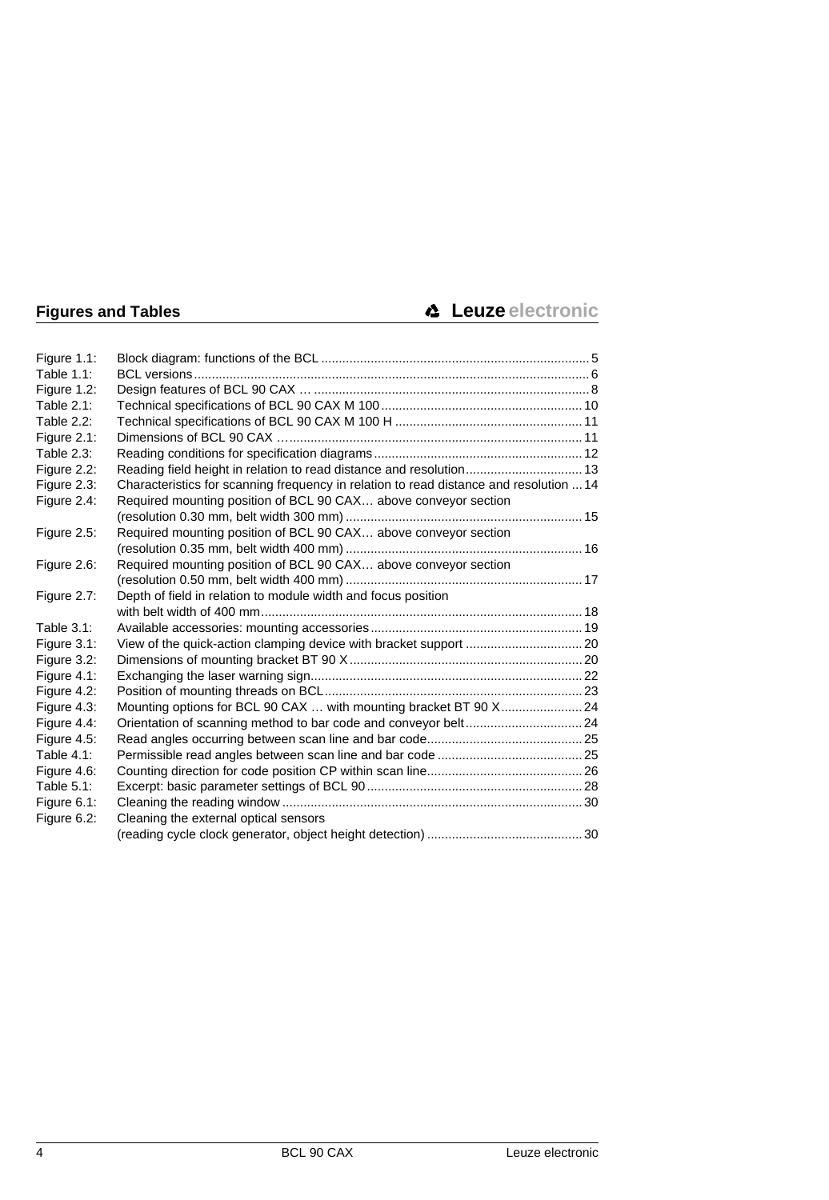## Figures and Tables

| | | |
|---|---|---|
| Figure 1.1: | Block diagram: functions of the BCL | 5 |
| Table 1.1: | BCL versions | 6 |
| Figure 1.2: | Design features of BCL 90 CAX … | 8 |
| Table 2.1: | Technical specifications of BCL 90 CAX M 100 | 10 |
| Table 2.2: | Technical specifications of BCL 90 CAX M 100 H | 11 |
| Figure 2.1: | Dimensions of BCL 90 CAX … | 11 |
| Table 2.3: | Reading conditions for specification diagrams | 12 |
| Figure 2.2: | Reading field height in relation to read distance and resolution | 13 |
| Figure 2.3: | Characteristics for scanning frequency in relation to read distance and resolution | 14 |
| Figure 2.4: | Required mounting position of BCL 90 CAX… above conveyor section (resolution 0.30 mm, belt width 300 mm) | 15 |
| Figure 2.5: | Required mounting position of BCL 90 CAX… above conveyor section (resolution 0.35 mm, belt width 400 mm) | 16 |
| Figure 2.6: | Required mounting position of BCL 90 CAX… above conveyor section (resolution 0.50 mm, belt width 400 mm) | 17 |
| Figure 2.7: | Depth of field in relation to module width and focus position with belt width of 400 mm | 18 |
| Table 3.1: | Available accessories: mounting accessories | 19 |
| Figure 3.1: | View of the quick-action clamping device with bracket support | 20 |
| Figure 3.2: | Dimensions of mounting bracket BT 90 X | 20 |
| Figure 4.1: | Exchanging the laser warning sign | 22 |
| Figure 4.2: | Position of mounting threads on BCL | 23 |
| Figure 4.3: | Mounting options for BCL 90 CAX … with mounting bracket BT 90 X | 24 |
| Figure 4.4: | Orientation of scanning method to bar code and conveyor belt | 24 |
| Figure 4.5: | Read angles occurring between scan line and bar code | 25 |
| Table 4.1: | Permissible read angles between scan line and bar code | 25 |
| Figure 4.6: | Counting direction for code position CP within scan line | 26 |
| Table 5.1: | Excerpt: basic parameter settings of BCL 90 | 28 |
| Figure 6.1: | Cleaning the reading window | 30 |
| Figure 6.2: | Cleaning the external optical sensors (reading cycle clock generator, object height detection) | 30 |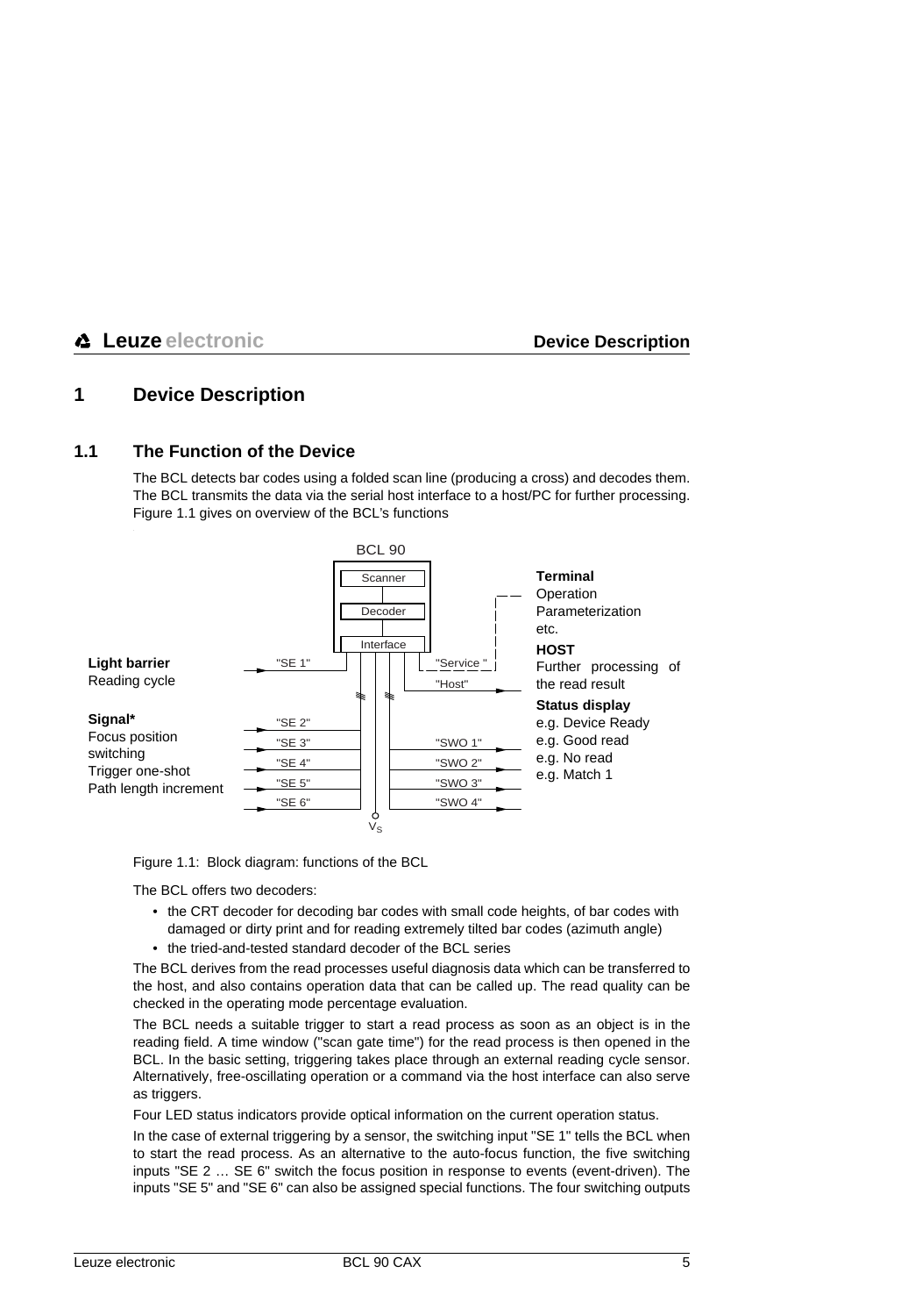# 1 Device Description

## 1.1 The Function of the Device

The BCL detects bar codes using a folded scan line (producing a cross) and decodes them. The BCL transmits the data via the serial host interface to a host/PC for further processing. Figure 1.1 gives on overview of the BCL's functions

Figure 1.1: Block diagram: functions of the BCL

The BCL offers two decoders:

- the CRT decoder for decoding bar codes with small code heights, of bar codes with damaged or dirty print and for reading extremely tilted bar codes (azimuth angle)
- the tried-and-tested standard decoder of the BCL series

The BCL derives from the read processes useful diagnosis data which can be transferred to the host, and also contains operation data that can be called up. The read quality can be checked in the operating mode percentage evaluation.

The BCL needs a suitable trigger to start a read process as soon as an object is in the reading field. A time window ("scan gate time") for the read process is then opened in the BCL. In the basic setting, triggering takes place through an external reading cycle sensor. Alternatively, free-oscillating operation or a command via the host interface can also serve as triggers.

Four LED status indicators provide optical information on the current operation status.

In the case of external triggering by a sensor, the switching input "SE 1" tells the BCL when to start the read process. As an alternative to the auto-focus function, the five switching inputs "SE 2 … SE 6" switch the focus position in response to events (event-driven). The inputs "SE 5" and "SE 6" can also be assigned special functions. The four switching outputs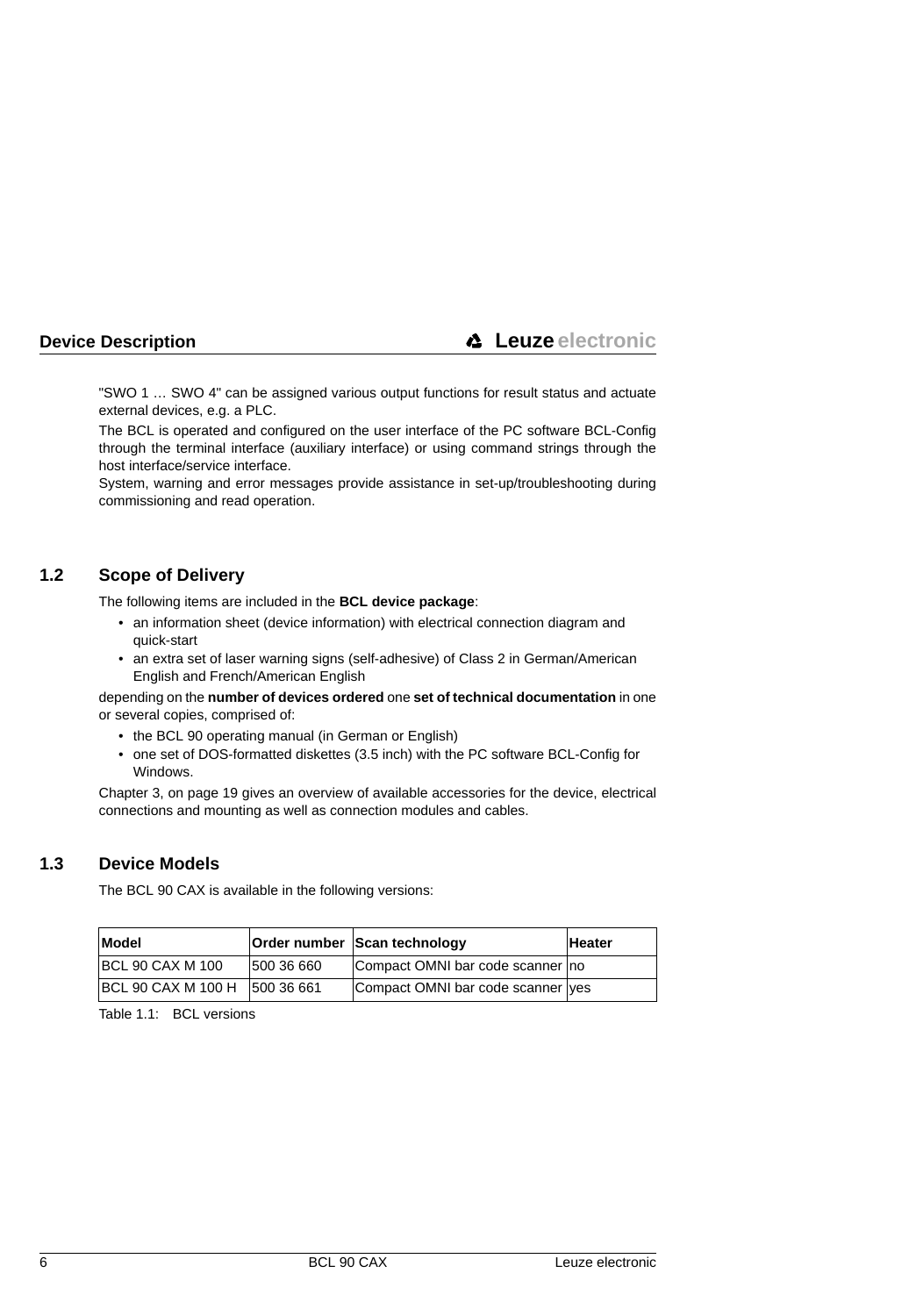"SWO 1 … SWO 4" can be assigned various output functions for result status and actuate external devices, e.g. a PLC.

The BCL is operated and configured on the user interface of the PC software BCL-Config through the terminal interface (auxiliary interface) or using command strings through the host interface/service interface.

System, warning and error messages provide assistance in set-up/troubleshooting during commissioning and read operation.

## 1.2 Scope of Delivery

The following items are included in the **BCL device package**:

- an information sheet (device information) with electrical connection diagram and quick-start
- an extra set of laser warning signs (self-adhesive) of Class 2 in German/American English and French/American English

depending on the **number of devices ordered** one **set of technical documentation** in one or several copies, comprised of:

- the BCL 90 operating manual (in German or English)
- one set of DOS-formatted diskettes (3.5 inch) with the PC software BCL-Config for Windows.

Chapter 3, on page 19 gives an overview of available accessories for the device, electrical connections and mounting as well as connection modules and cables.

## 1.3 Device Models

The BCL 90 CAX is available in the following versions:

| Model | Order number | Scan technology | Heater |
|---|---|---|---|
| BCL 90 CAX M 100 | 500 36 660 | Compact OMNI bar code scanner | no |
| BCL 90 CAX M 100 H | 500 36 661 | Compact OMNI bar code scanner | yes |

Table 1.1: BCL versions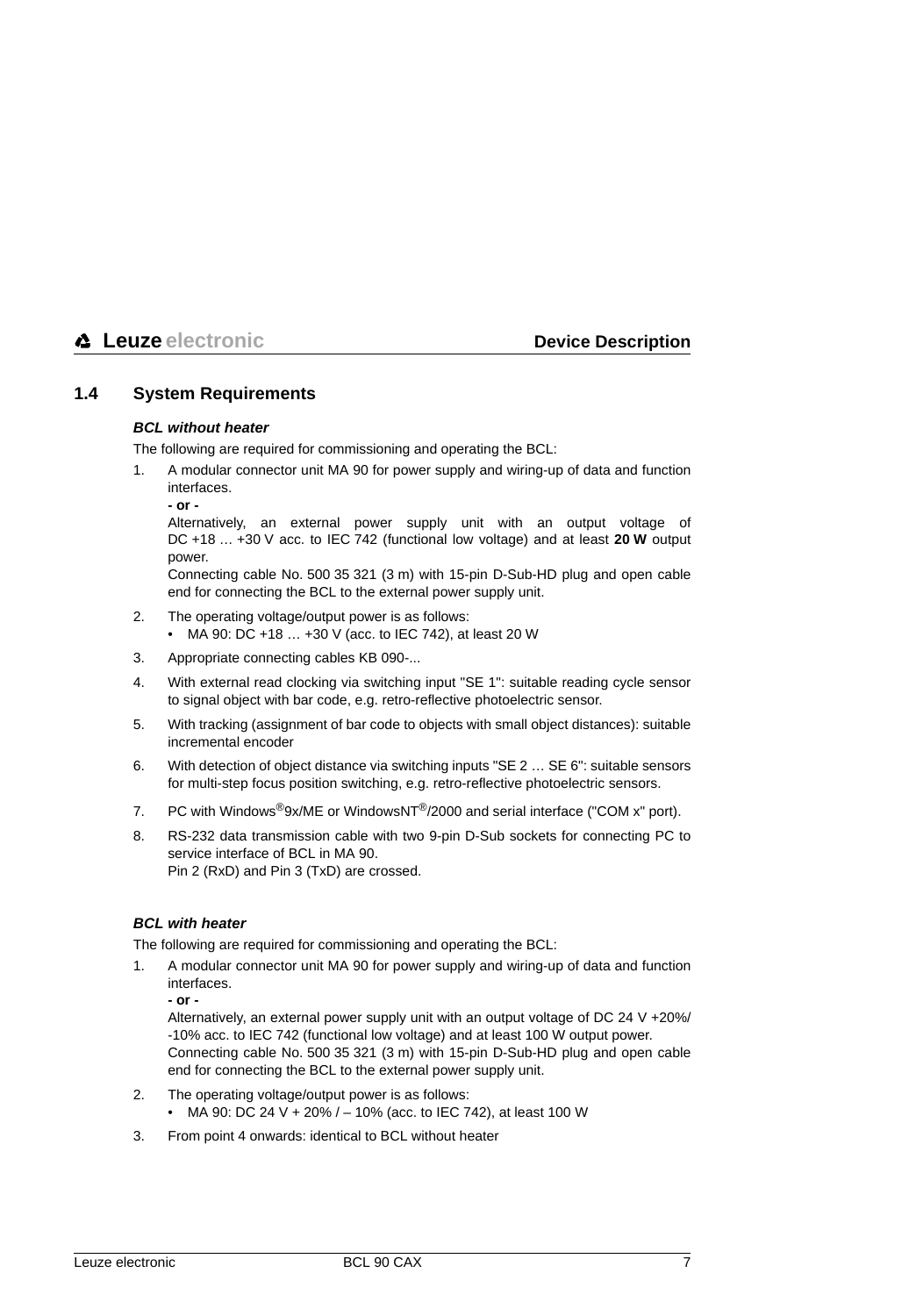## 1.4 System Requirements

***BCL without heater***

The following are required for commissioning and operating the BCL:

1. A modular connector unit MA 90 for power supply and wiring-up of data and function interfaces.
   **- or -**
   Alternatively, an external power supply unit with an output voltage of DC +18 … +30 V acc. to IEC 742 (functional low voltage) and at least **20 W** output power.
   Connecting cable No. 500 35 321 (3 m) with 15-pin D-Sub-HD plug and open cable end for connecting the BCL to the external power supply unit.
2. The operating voltage/output power is as follows:
   - MA 90: DC +18 … +30 V (acc. to IEC 742), at least 20 W
3. Appropriate connecting cables KB 090-...
4. With external read clocking via switching input "SE 1": suitable reading cycle sensor to signal object with bar code, e.g. retro-reflective photoelectric sensor.
5. With tracking (assignment of bar code to objects with small object distances): suitable incremental encoder
6. With detection of object distance via switching inputs "SE 2 … SE 6": suitable sensors for multi-step focus position switching, e.g. retro-reflective photoelectric sensors.
7. PC with Windows®9x/ME or WindowsNT®/2000 and serial interface ("COM x" port).
8. RS-232 data transmission cable with two 9-pin D-Sub sockets for connecting PC to service interface of BCL in MA 90.
   Pin 2 (RxD) and Pin 3 (TxD) are crossed.

***BCL with heater***

The following are required for commissioning and operating the BCL:

1. A modular connector unit MA 90 for power supply and wiring-up of data and function interfaces.
   **- or -**
   Alternatively, an external power supply unit with an output voltage of DC 24 V +20%/ -10% acc. to IEC 742 (functional low voltage) and at least 100 W output power.
   Connecting cable No. 500 35 321 (3 m) with 15-pin D-Sub-HD plug and open cable end for connecting the BCL to the external power supply unit.
2. The operating voltage/output power is as follows:
   - MA 90: DC 24 V + 20% / – 10% (acc. to IEC 742), at least 100 W
3. From point 4 onwards: identical to BCL without heater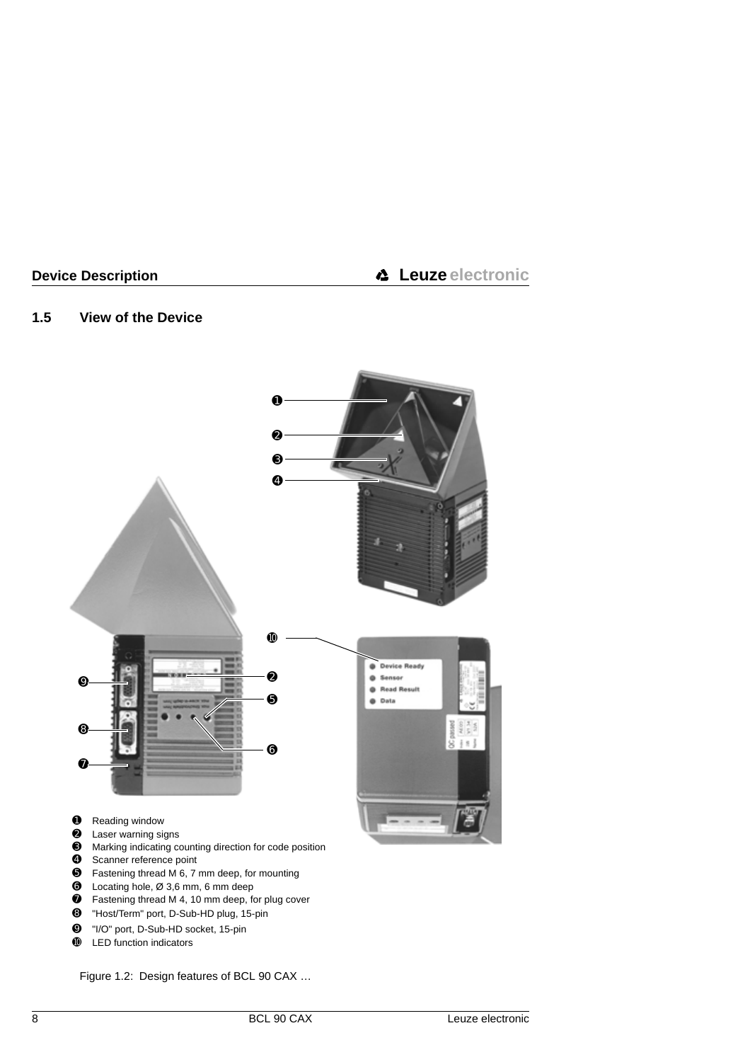## 1.5 View of the Device

❶ Reading window
❷ Laser warning signs
❸ Marking indicating counting direction for code position
❹ Scanner reference point
❺ Fastening thread M 6, 7 mm deep, for mounting
❻ Locating hole, Ø 3,6 mm, 6 mm deep
❼ Fastening thread M 4, 10 mm deep, for plug cover
❽ "Host/Term" port, D-Sub-HD plug, 15-pin
❾ "I/O" port, D-Sub-HD socket, 15-pin
❿ LED function indicators

Figure 1.2: Design features of BCL 90 CAX …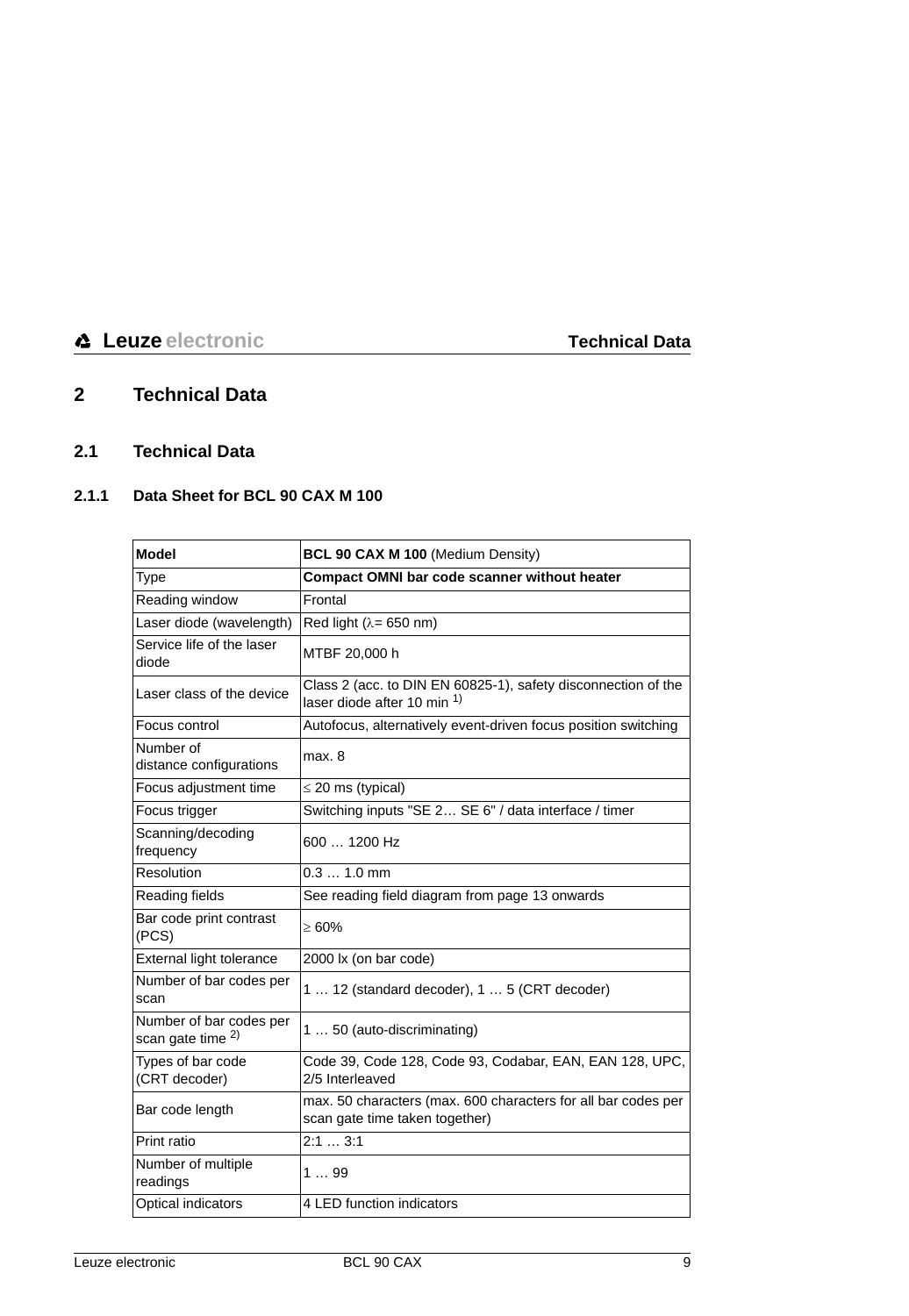# 2 Technical Data

## 2.1 Technical Data

### 2.1.1 Data Sheet for BCL 90 CAX M 100

| **Model** | **BCL 90 CAX M 100** (Medium Density) |
|---|---|
| Type | **Compact OMNI bar code scanner without heater** |
| Reading window | Frontal |
| Laser diode (wavelength) | Red light (λ= 650 nm) |
| Service life of the laser diode | MTBF 20,000 h |
| Laser class of the device | Class 2 (acc. to DIN EN 60825-1), safety disconnection of the laser diode after 10 min [1)] |
| Focus control | Autofocus, alternatively event-driven focus position switching |
| Number of distance configurations | max. 8 |
| Focus adjustment time | ≤ 20 ms (typical) |
| Focus trigger | Switching inputs "SE 2… SE 6" / data interface / timer |
| Scanning/decoding frequency | 600 … 1200 Hz |
| Resolution | 0.3 … 1.0 mm |
| Reading fields | See reading field diagram from page 13 onwards |
| Bar code print contrast (PCS) | ≥ 60% |
| External light tolerance | 2000 lx (on bar code) |
| Number of bar codes per scan | 1 … 12 (standard decoder), 1 … 5 (CRT decoder) |
| Number of bar codes per scan gate time [2)] | 1 … 50 (auto-discriminating) |
| Types of bar code (CRT decoder) | Code 39, Code 128, Code 93, Codabar, EAN, EAN 128, UPC, 2/5 Interleaved |
| Bar code length | max. 50 characters (max. 600 characters for all bar codes per scan gate time taken together) |
| Print ratio | 2:1 … 3:1 |
| Number of multiple readings | 1 … 99 |
| Optical indicators | 4 LED function indicators |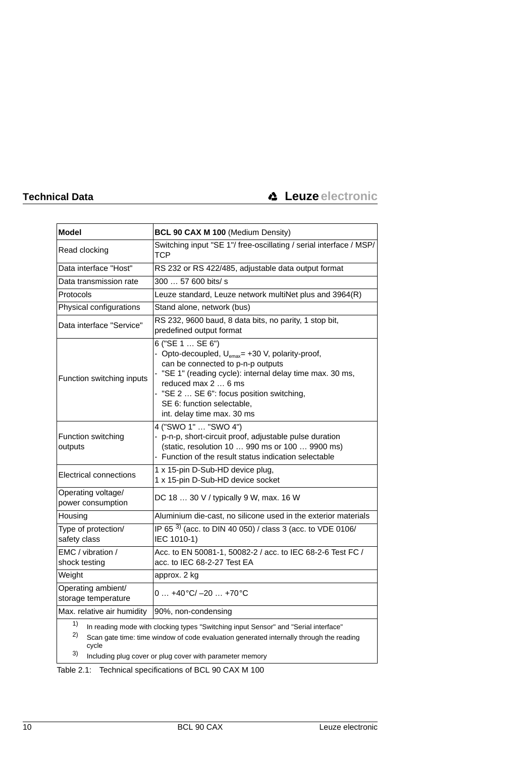| Model | **BCL 90 CAX M 100** (Medium Density) |
| --- | --- |
| Read clocking | Switching input "SE 1"/ free-oscillating / serial interface / MSP/ TCP |
| Data interface "Host" | RS 232 or RS 422/485, adjustable data output format |
| Data transmission rate | 300 … 57 600 bits/ s |
| Protocols | Leuze standard, Leuze network multiNet plus and 3964(R) |
| Physical configurations | Stand alone, network (bus) |
| Data interface "Service" | RS 232, 9600 baud, 8 data bits, no parity, 1 stop bit, predefined output format |
| Function switching inputs | 6 ("SE 1 … SE 6")<br>- Opto-decoupled, $U_{emax}$= +30 V, polarity-proof, can be connected to p-n-p outputs<br>- "SE 1" (reading cycle): internal delay time max. 30 ms, reduced max 2 … 6 ms<br>- "SE 2 … SE 6": focus position switching, SE 6: function selectable, int. delay time max. 30 ms |
| Function switching outputs | 4 ("SWO 1" … "SWO 4")<br>- p-n-p, short-circuit proof, adjustable pulse duration (static, resolution 10 … 990 ms or 100 … 9900 ms)<br>- Function of the result status indication selectable |
| Electrical connections | 1 x 15-pin D-Sub-HD device plug,<br>1 x 15-pin D-Sub-HD device socket |
| Operating voltage/ power consumption | DC 18 … 30 V / typically 9 W, max. 16 W |
| Housing | Aluminium die-cast, no silicone used in the exterior materials |
| Type of protection/ safety class | IP 65 [3] (acc. to DIN 40 050) / class 3 (acc. to VDE 0106/ IEC 1010-1) |
| EMC / vibration / shock testing | Acc. to EN 50081-1, 50082-2 / acc. to IEC 68-2-6 Test FC / acc. to IEC 68-2-27 Test EA |
| Weight | approx. 2 kg |
| Operating ambient/ storage temperature | 0 … +40°C/ –20 … +70°C |
| Max. relative air humidity | 90%, non-condensing |

1) In reading mode with clocking types "Switching input Sensor" and "Serial interface"
2) Scan gate time: time window of code evaluation generated internally through the reading cycle
3) Including plug cover or plug cover with parameter memory

Table 2.1: Technical specifications of BCL 90 CAX M 100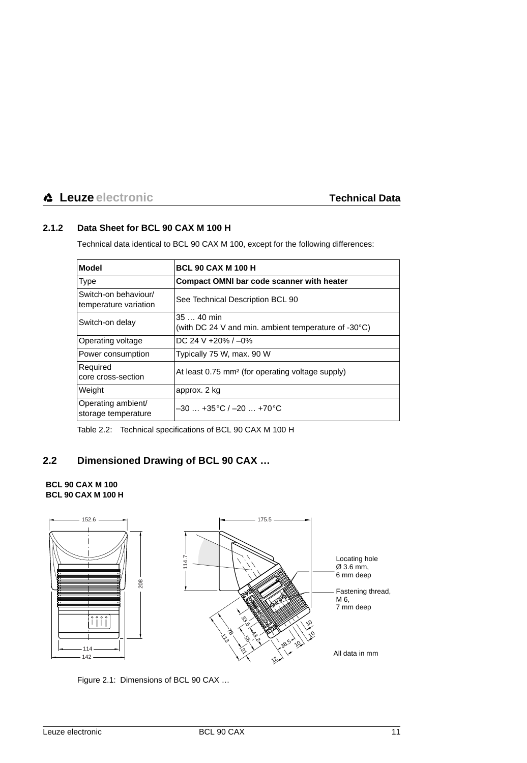### 2.1.2 Data Sheet for BCL 90 CAX M 100 H

Technical data identical to BCL 90 CAX M 100, except for the following differences:

| **Model** | **BCL 90 CAX M 100 H** |
|---|---|
| Type | **Compact OMNI bar code scanner with heater** |
| Switch-on behaviour/ temperature variation | See Technical Description BCL 90 |
| Switch-on delay | 35 … 40 min (with DC 24 V and min. ambient temperature of -30°C) |
| Operating voltage | DC 24 V +20% / –0% |
| Power consumption | Typically 75 W, max. 90 W |
| Required core cross-section | At least 0.75 mm² (for operating voltage supply) |
| Weight | approx. 2 kg |
| Operating ambient/ storage temperature | –30 … +35°C / –20 … +70°C |

Table 2.2: Technical specifications of BCL 90 CAX M 100 H

## 2.2 Dimensioned Drawing of BCL 90 CAX …

**BCL 90 CAX M 100**
**BCL 90 CAX M 100 H**

Locating hole Ø 3.6 mm, 6 mm deep

Fastening thread, M 6, 7 mm deep

All data in mm

Figure 2.1: Dimensions of BCL 90 CAX …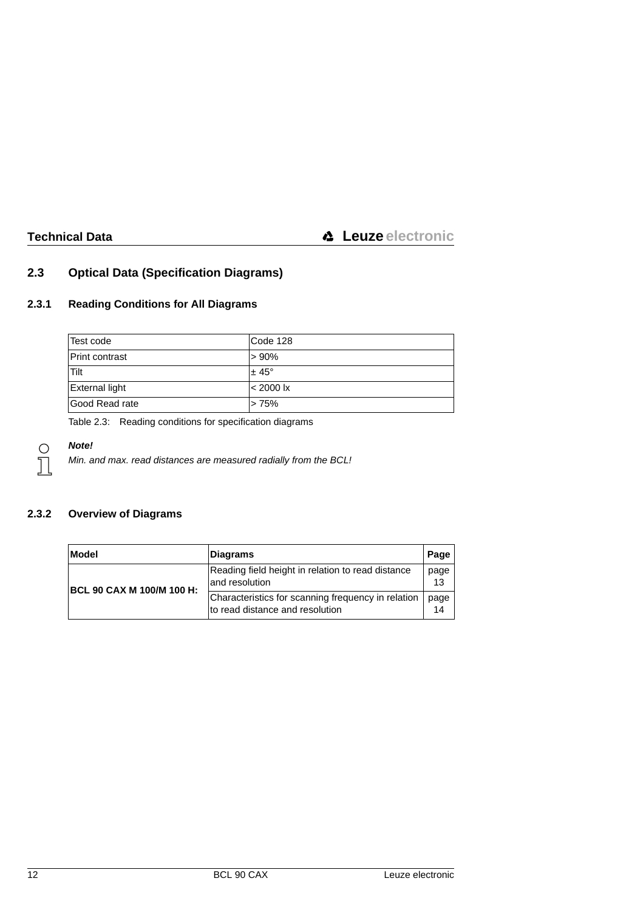## 2.3 Optical Data (Specification Diagrams)

### 2.3.1 Reading Conditions for All Diagrams

| Test code | Code 128 |
|---|---|
| Print contrast | > 90% |
| Tilt | ± 45° |
| External light | < 2000 lx |
| Good Read rate | > 75% |

Table 2.3: Reading conditions for specification diagrams

***Note!***

*Min. and max. read distances are measured radially from the BCL!*

### 2.3.2 Overview of Diagrams

| Model | Diagrams | Page |
|---|---|---|
| **BCL 90 CAX M 100/M 100 H:** | Reading field height in relation to read distance and resolution | page 13 |
| | Characteristics for scanning frequency in relation to read distance and resolution | page 14 |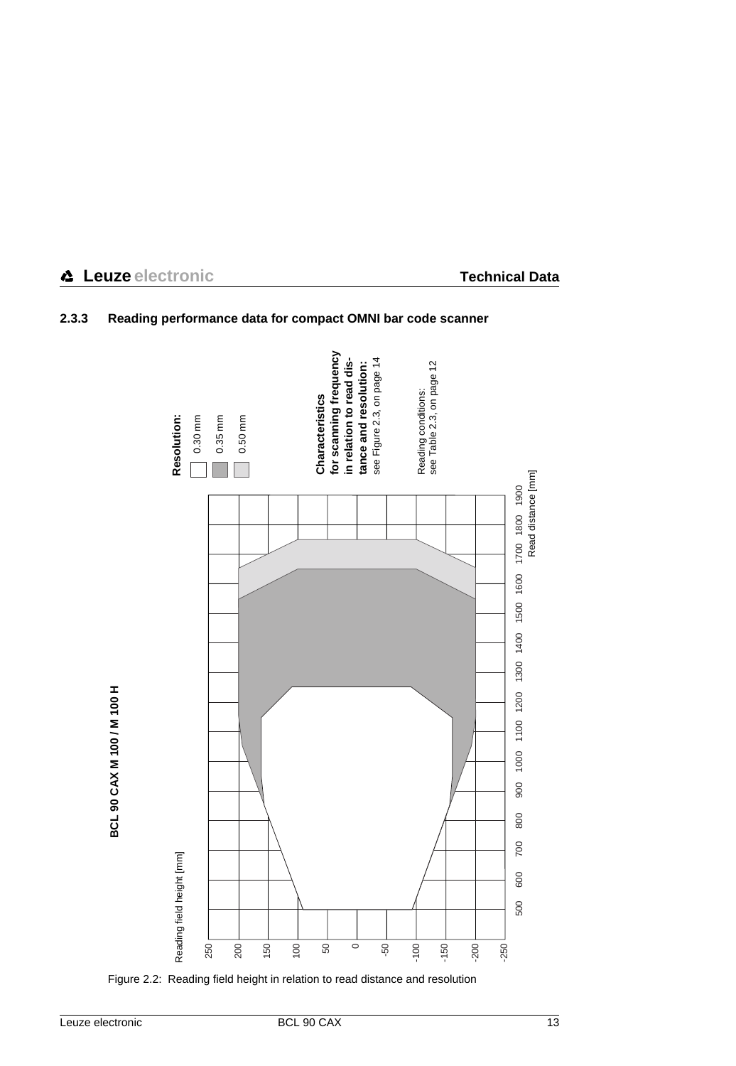### 2.3.3 Reading performance data for compact OMNI bar code scanner

**BCL 90 CAX M 100 / M 100 H**

**Resolution:**
- 0.30 mm
- 0.35 mm
- 0.50 mm

**Characteristics for scanning frequency in relation to read distance and resolution:** see Figure 2.3, on page 14

Reading conditions: see Table 2.3, on page 12

Reading field height [mm]: 250, 200, 150, 100, 50, 0, -50, -100, -150, -200, -250

Read distance [mm]: 500, 600, 700, 800, 900, 1000, 1100, 1200, 1300, 1400, 1500, 1600, 1700, 1800, 1900

Figure 2.2: Reading field height in relation to read distance and resolution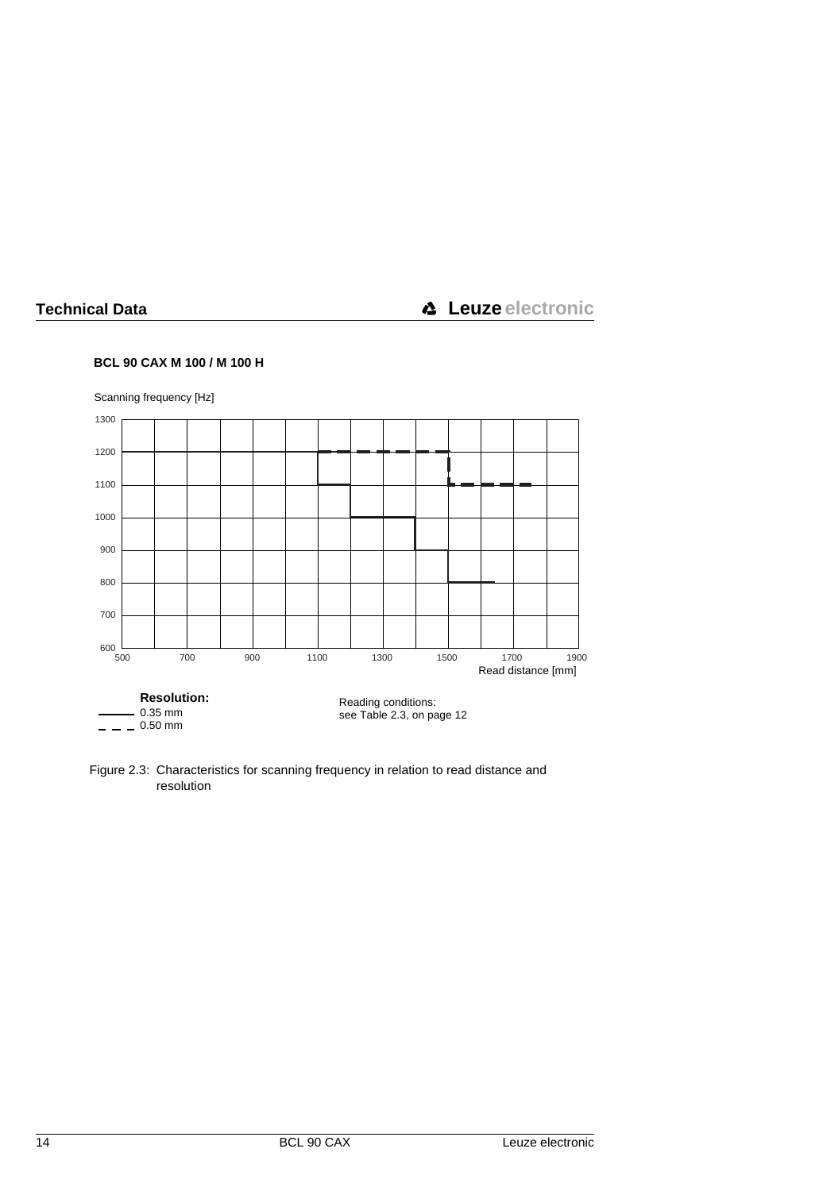**BCL 90 CAX M 100 / M 100 H**

Scanning frequency [Hz]

Read distance [mm]

**Resolution:**
0.35 mm
0.50 mm

Reading conditions:
see Table 2.3, on page 12

Figure 2.3: Characteristics for scanning frequency in relation to read distance and resolution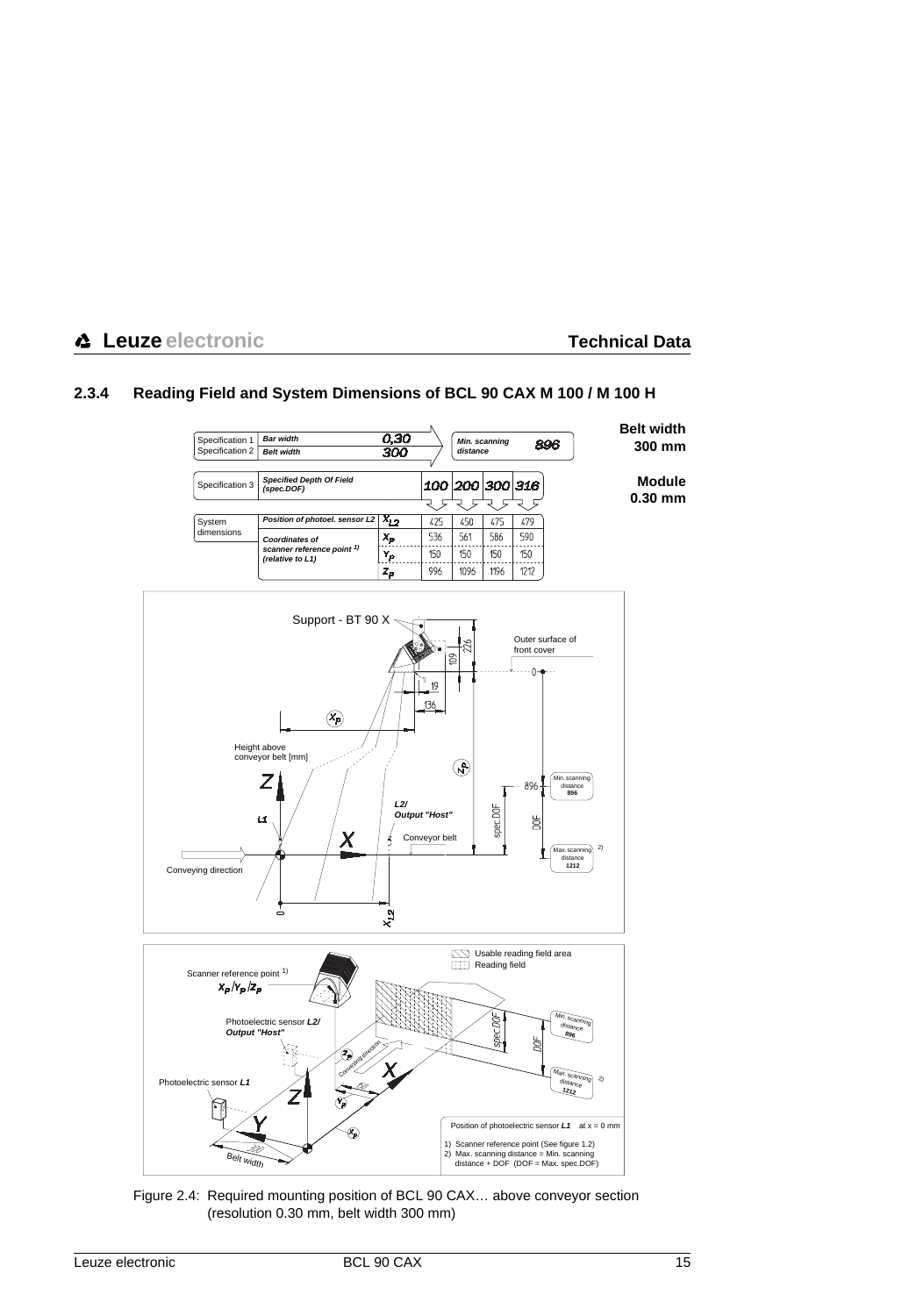## 2.3.4 Reading Field and System Dimensions of BCL 90 CAX M 100 / M 100 H

**Belt width 300 mm**

**Module 0.30 mm**

| | | | | | | |
|---|---|---|---|---|---|---|
| Specification 1 | *Bar width* | 0,30 | *Min. scanning distance* 896 | | | |
| Specification 2 | *Belt width* | 300 | | | | |
| Specification 3 | *Specified Depth Of Field (spec.DOF)* | | 100 | 200 | 300 | 316 |
| System dimensions | *Position of photoel. sensor L2* | $X_{L2}$ | 425 | 450 | 475 | 479 |
| | *Coordinates of scanner reference point [1] (relative to L1)* | $X_P$ | 536 | 561 | 586 | 590 |
| | | $Y_P$ | 150 | 150 | 150 | 150 |
| | | $Z_P$ | 996 | 1096 | 1196 | 1212 |

Figure 2.4: Required mounting position of BCL 90 CAX… above conveyor section (resolution 0.30 mm, belt width 300 mm)

1) Scanner reference point (See figure 1.2)

2) Max. scanning distance = Min. scanning distance + DOF (DOF = Max. spec.DOF)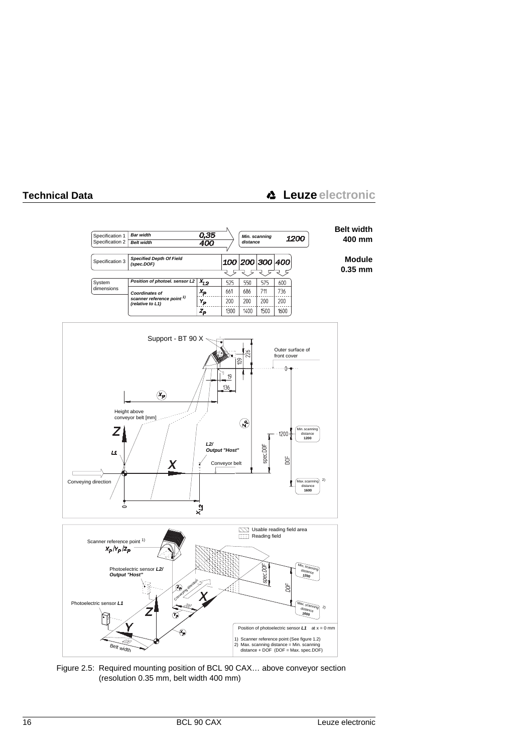**Belt width 400 mm**

**Module 0.35 mm**

| Specification 1 | *Bar width* | *0,35* | | | *Min. scanning distance* | *1200* |
|---|---|---|---|---|---|---|
| Specification 2 | *Belt width* | *400* | | | | |

| Specification 3 | *Specified Depth Of Field (spec.DOF)* | | 100 | 200 | 300 | 400 |
|---|---|---|---|---|---|---|
| System dimensions | *Position of photoel. sensor L2* | $X_{L2}$ | 525 | 550 | 575 | 600 |
| | *Coordinates of scanner reference point [1] (relative to L1)* | $X_P$ | 661 | 686 | 711 | 736 |
| | | $Y_P$ | 200 | 200 | 200 | 200 |
| | | $Z_P$ | 1300 | 1400 | 1500 | 1600 |

Position of photoelectric sensor ***L1*** at x = 0 mm

1) Scanner reference point (See figure 1.2)
2) Max. scanning distance = Min. scanning distance + DOF (DOF = Max. spec.DOF)

Figure 2.5: Required mounting position of BCL 90 CAX… above conveyor section (resolution 0.35 mm, belt width 400 mm)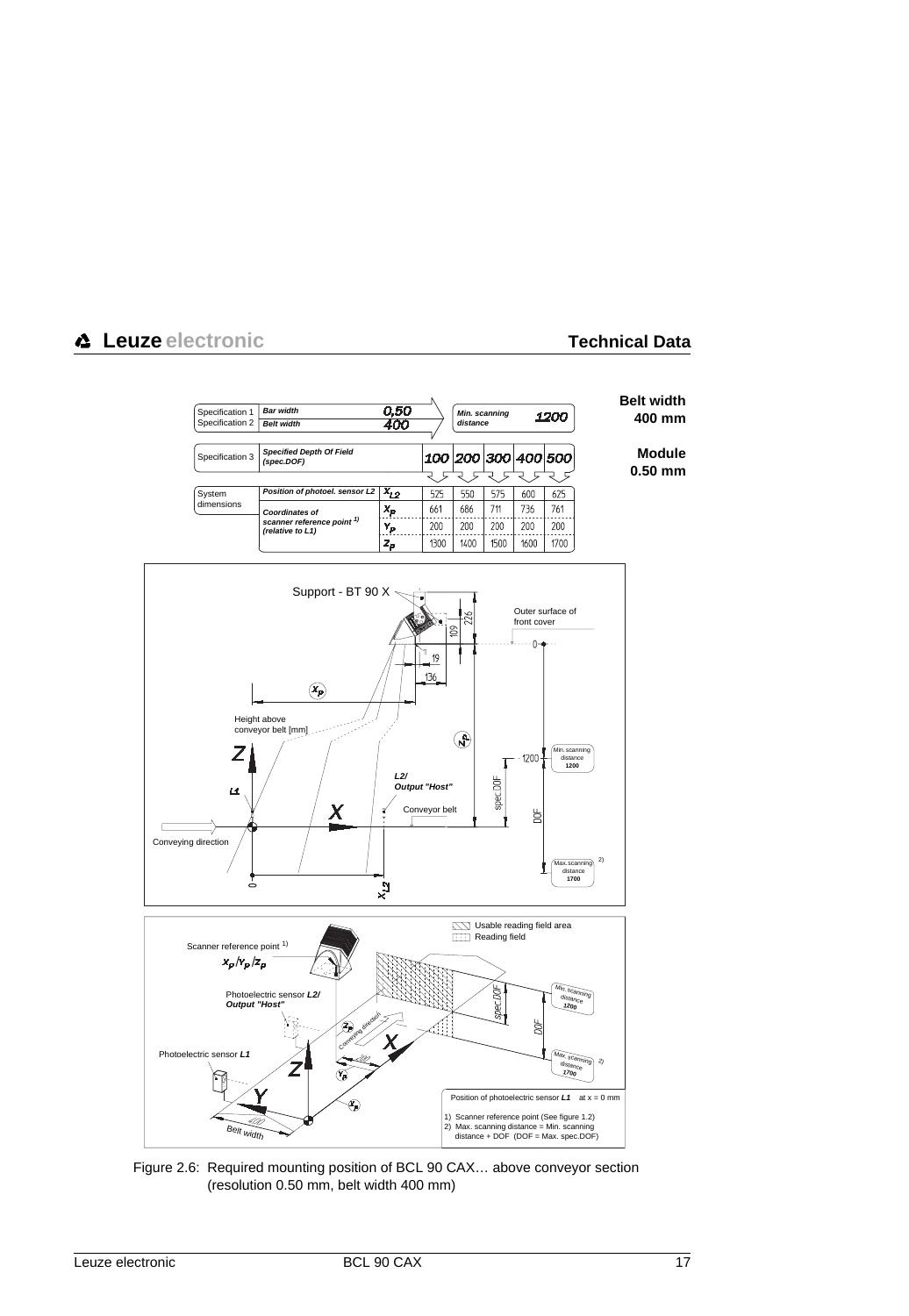**Belt width 400 mm**

**Module 0.50 mm**

| | | | | | | | |
|---|---|---|---|---|---|---|---|
| Specification 1 | *Bar width* | *0,50* | | | | | |
| Specification 2 | *Belt width* | *400* | | | | | |
| | *Min. scanning distance* | *1200* | | | | | |
| Specification 3 | *Specified Depth Of Field (spec.DOF)* | | *100* | *200* | *300* | *400* | *500* |
| System dimensions | *Position of photoel. sensor L2* | $X_{L2}$ | 525 | 550 | 575 | 600 | 625 |
| | *Coordinates of scanner reference point 1) (relative to L1)* | $X_P$ | 661 | 686 | 711 | 736 | 761 |
| | | $Y_P$ | 200 | 200 | 200 | 200 | 200 |
| | | $Z_P$ | 1300 | 1400 | 1500 | 1600 | 1700 |

Position of photoelectric sensor *L1* at x = 0 mm

1) Scanner reference point (See figure 1.2)
2) Max. scanning distance = Min. scanning distance + DOF (DOF = Max. spec.DOF)

Figure 2.6: Required mounting position of BCL 90 CAX… above conveyor section (resolution 0.50 mm, belt width 400 mm)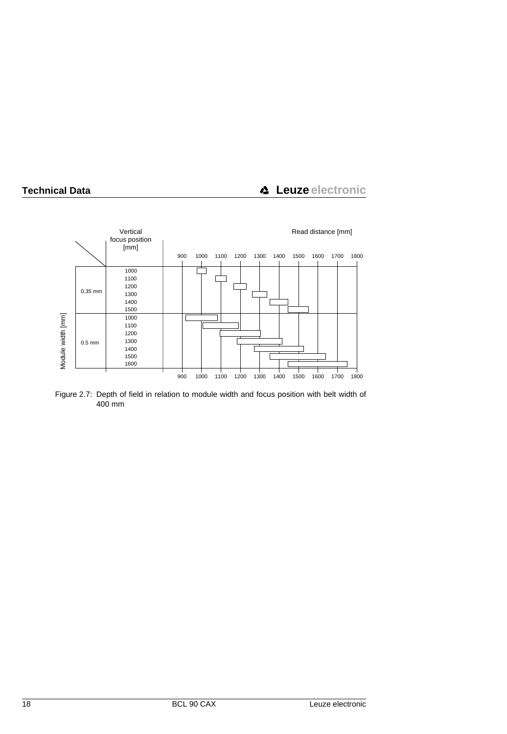| Module width [mm] | Vertical focus position [mm] | Read distance [mm]: 900 – 1800 |
|---|---|---|
| 0.35 mm | 1000 | |
| | 1100 | |
| | 1200 | |
| | 1300 | |
| | 1400 | |
| | 1500 | |
| 0.5 mm | 1000 | |
| | 1100 | |
| | 1200 | |
| | 1300 | |
| | 1400 | |
| | 1500 | |
| | 1600 | |

Figure 2.7: Depth of field in relation to module width and focus position with belt width of 400 mm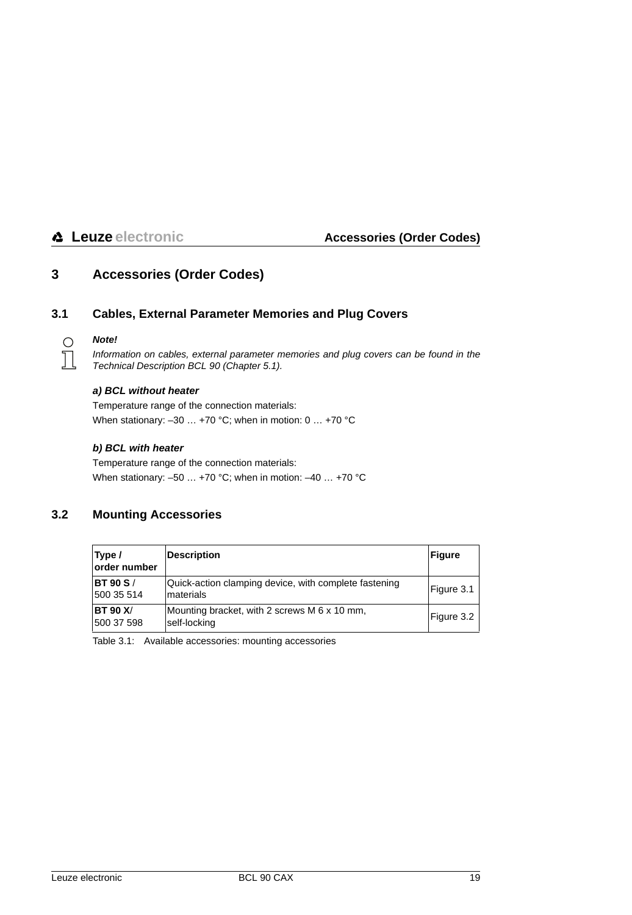# 3 Accessories (Order Codes)

## 3.1 Cables, External Parameter Memories and Plug Covers

***Note!***

*Information on cables, external parameter memories and plug covers can be found in the Technical Description BCL 90 (Chapter 5.1).*

***a) BCL without heater***

Temperature range of the connection materials:
When stationary: –30 … +70 °C; when in motion: 0 … +70 °C

***b) BCL with heater***

Temperature range of the connection materials:
When stationary: –50 … +70 °C; when in motion: –40 … +70 °C

## 3.2 Mounting Accessories

| Type / order number | Description | Figure |
|---|---|---|
| **BT 90 S** / 500 35 514 | Quick-action clamping device, with complete fastening materials | Figure 3.1 |
| **BT 90 X**/ 500 37 598 | Mounting bracket, with 2 screws M 6 x 10 mm, self-locking | Figure 3.2 |

Table 3.1: Available accessories: mounting accessories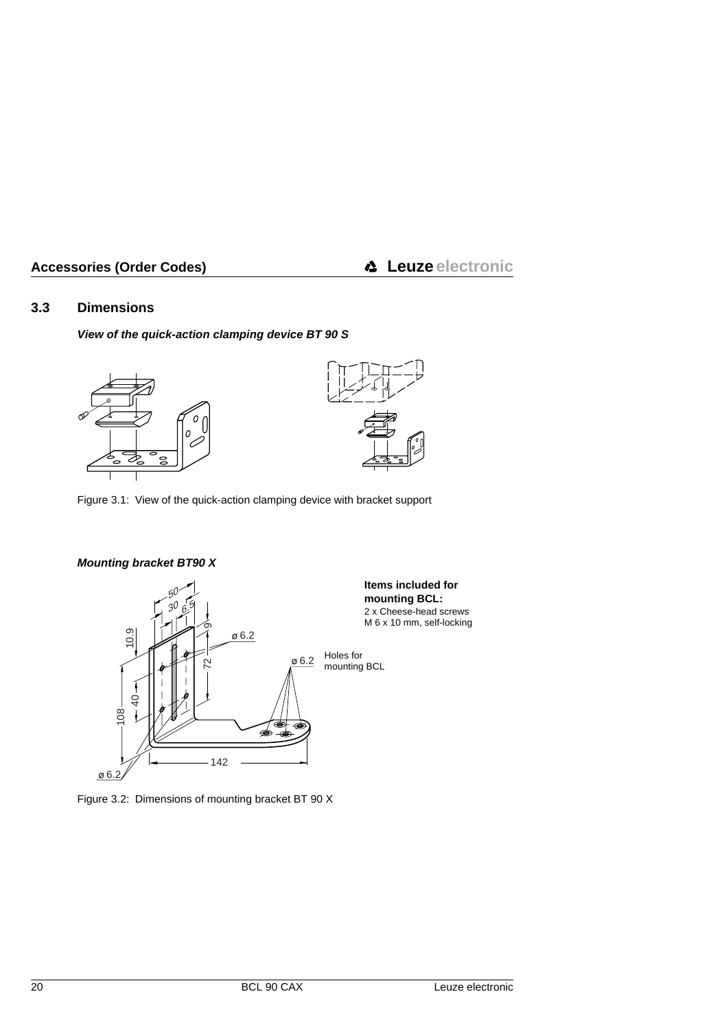## 3.3 Dimensions

***View of the quick-action clamping device BT 90 S***

Figure 3.1: View of the quick-action clamping device with bracket support

***Mounting bracket BT90 X***

**Items included for mounting BCL:**
2 x Cheese-head screws
M 6 x 10 mm, self-locking

Holes for mounting BCL

Figure 3.2: Dimensions of mounting bracket BT 90 X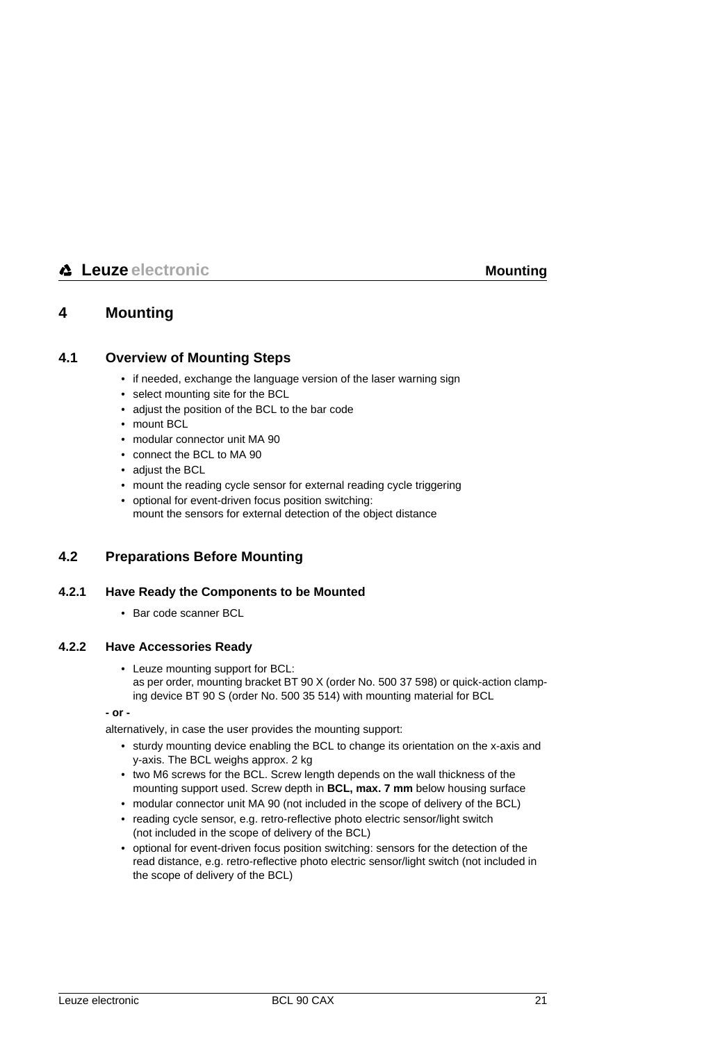# 4 Mounting

## 4.1 Overview of Mounting Steps

- if needed, exchange the language version of the laser warning sign
- select mounting site for the BCL
- adjust the position of the BCL to the bar code
- mount BCL
- modular connector unit MA 90
- connect the BCL to MA 90
- adjust the BCL
- mount the reading cycle sensor for external reading cycle triggering
- optional for event-driven focus position switching:
  mount the sensors for external detection of the object distance

## 4.2 Preparations Before Mounting

### 4.2.1 Have Ready the Components to be Mounted

- Bar code scanner BCL

### 4.2.2 Have Accessories Ready

- Leuze mounting support for BCL:
  as per order, mounting bracket BT 90 X (order No. 500 37 598) or quick-action clamping device BT 90 S (order No. 500 35 514) with mounting material for BCL

**- or -**

alternatively, in case the user provides the mounting support:

- sturdy mounting device enabling the BCL to change its orientation on the x-axis and y-axis. The BCL weighs approx. 2 kg
- two M6 screws for the BCL. Screw length depends on the wall thickness of the mounting support used. Screw depth in **BCL, max. 7 mm** below housing surface
- modular connector unit MA 90 (not included in the scope of delivery of the BCL)
- reading cycle sensor, e.g. retro-reflective photo electric sensor/light switch (not included in the scope of delivery of the BCL)
- optional for event-driven focus position switching: sensors for the detection of the read distance, e.g. retro-reflective photo electric sensor/light switch (not included in the scope of delivery of the BCL)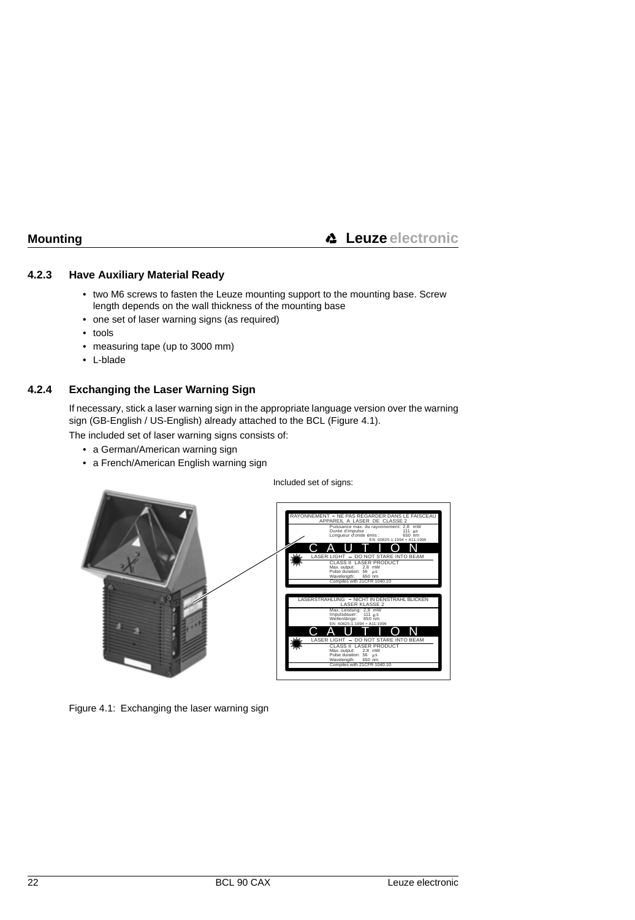### 4.2.3 Have Auxiliary Material Ready

- two M6 screws to fasten the Leuze mounting support to the mounting base. Screw length depends on the wall thickness of the mounting base
- one set of laser warning signs (as required)
- tools
- measuring tape (up to 3000 mm)
- L-blade

### 4.2.4 Exchanging the Laser Warning Sign

If necessary, stick a laser warning sign in the appropriate language version over the warning sign (GB-English / US-English) already attached to the BCL (Figure 4.1).

The included set of laser warning signs consists of:

- a German/American warning sign
- a French/American English warning sign

Included set of signs:

RAYONNEMENT – NE PAS REGARDER DANS LE FAISCEAU
APPAREIL A LASER DE CLASSE 2
Puissance max. du rayonnement: 2,8 mW
Durée d'impulse : 111 µs
Longueur d'onde émis : 650 nm
EN 60825-1:1994 + A11:1996

CAUTION

LASER LIGHT – DO NOT STARE INTO BEAM
CLASS II LASER PRODUCT
Max. output: 2.8 mW
Pulse duration: 56 µs
Wavelength: 650 nm
Complies with 21CFR 1040.10

LASERSTRAHLUNG – NICHT IN DENSTRAHL BLICKEN
LASER KLASSE 2
Max. Leistung: 2,8 mW
Impulsdauer: 111 µs
Wellenlänge: 650 nm
EN 60825-1:1994 + A11:1996

CAUTION

LASER LIGHT – DO NOT STARE INTO BEAM
CLASS II LASER PRODUCT
Max. output: 2.8 mW
Pulse duration: 56 µs
Wavelength: 650 nm
Complies with 21CFR 1040.10

Figure 4.1: Exchanging the laser warning sign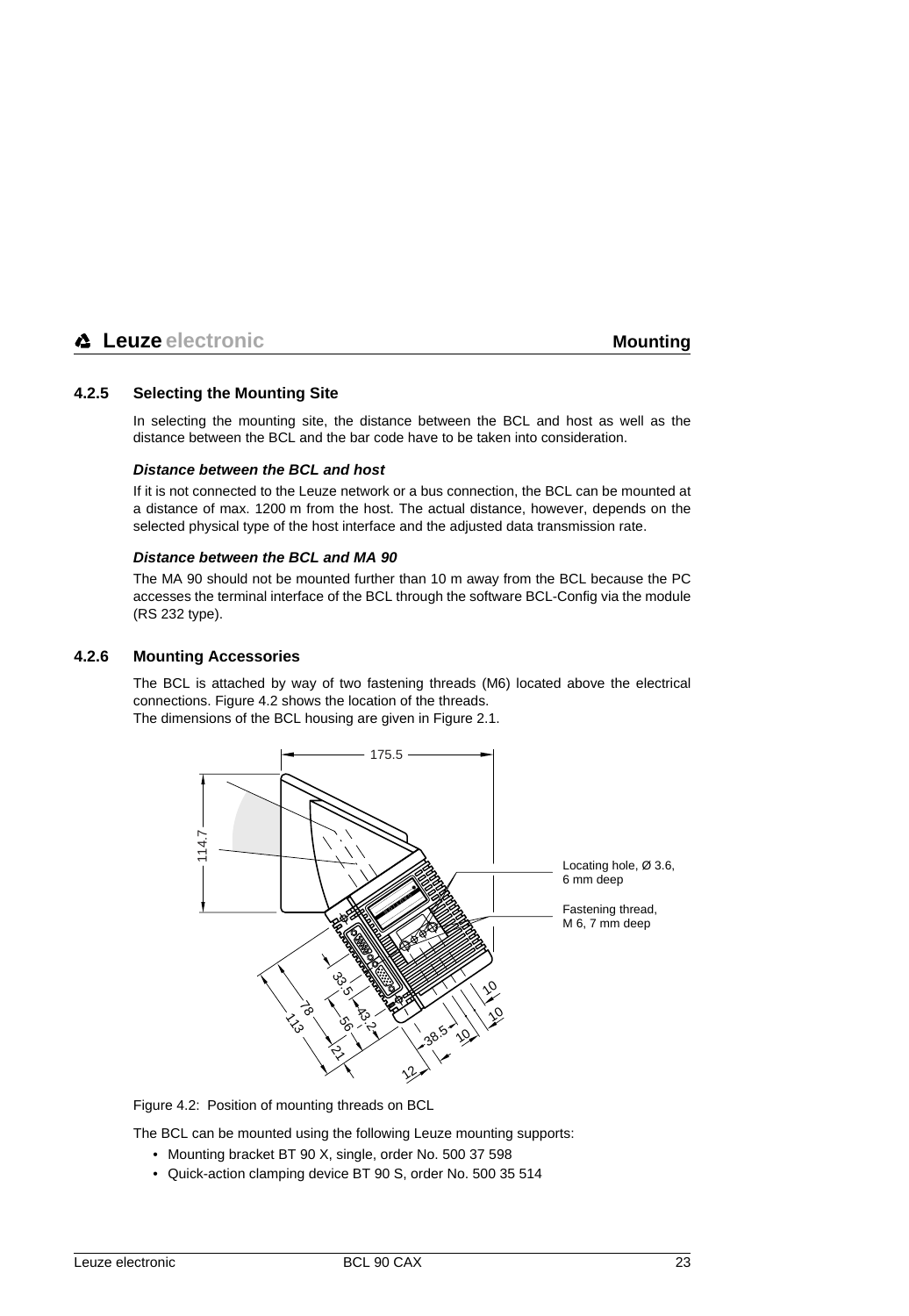### 4.2.5 Selecting the Mounting Site

In selecting the mounting site, the distance between the BCL and host as well as the distance between the BCL and the bar code have to be taken into consideration.

***Distance between the BCL and host***

If it is not connected to the Leuze network or a bus connection, the BCL can be mounted at a distance of max. 1200 m from the host. The actual distance, however, depends on the selected physical type of the host interface and the adjusted data transmission rate.

***Distance between the BCL and MA 90***

The MA 90 should not be mounted further than 10 m away from the BCL because the PC accesses the terminal interface of the BCL through the software BCL-Config via the module (RS 232 type).

### 4.2.6 Mounting Accessories

The BCL is attached by way of two fastening threads (M6) located above the electrical connections. Figure 4.2 shows the location of the threads.
The dimensions of the BCL housing are given in Figure 2.1.

175.5
114.7
Locating hole, Ø 3.6, 6 mm deep
Fastening thread, M 6, 7 mm deep
33.5
43.2
78
56
113
21
38.5
10
10
10
12

Figure 4.2: Position of mounting threads on BCL

The BCL can be mounted using the following Leuze mounting supports:

- Mounting bracket BT 90 X, single, order No. 500 37 598
- Quick-action clamping device BT 90 S, order No. 500 35 514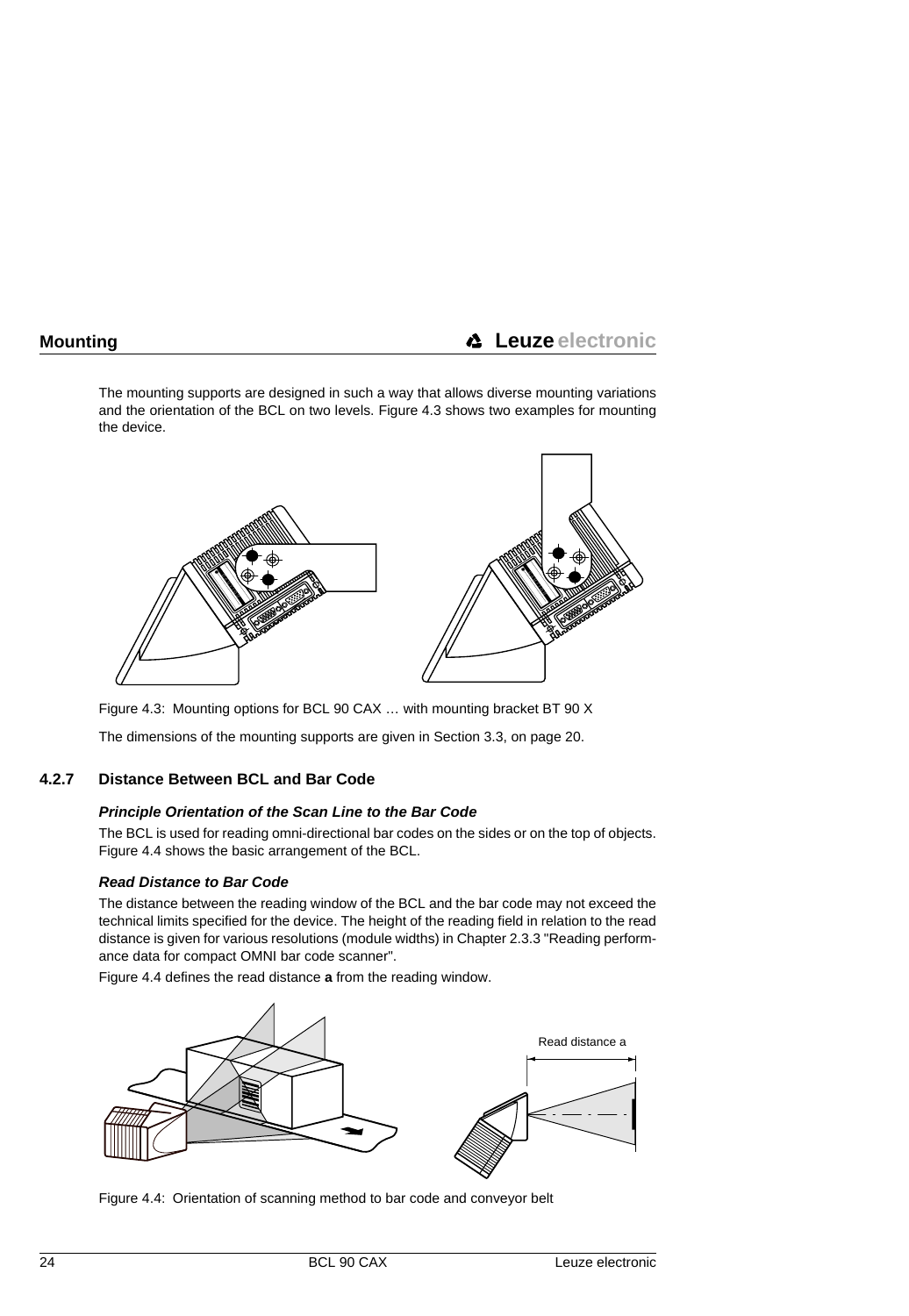The mounting supports are designed in such a way that allows diverse mounting variations and the orientation of the BCL on two levels. Figure 4.3 shows two examples for mounting the device.

Figure 4.3: Mounting options for BCL 90 CAX … with mounting bracket BT 90 X

The dimensions of the mounting supports are given in Section 3.3, on page 20.

### 4.2.7 Distance Between BCL and Bar Code

***Principle Orientation of the Scan Line to the Bar Code***

The BCL is used for reading omni-directional bar codes on the sides or on the top of objects. Figure 4.4 shows the basic arrangement of the BCL.

***Read Distance to Bar Code***

The distance between the reading window of the BCL and the bar code may not exceed the technical limits specified for the device. The height of the reading field in relation to the read distance is given for various resolutions (module widths) in Chapter 2.3.3 "Reading performance data for compact OMNI bar code scanner".

Figure 4.4 defines the read distance **a** from the reading window.

Read distance a

Figure 4.4: Orientation of scanning method to bar code and conveyor belt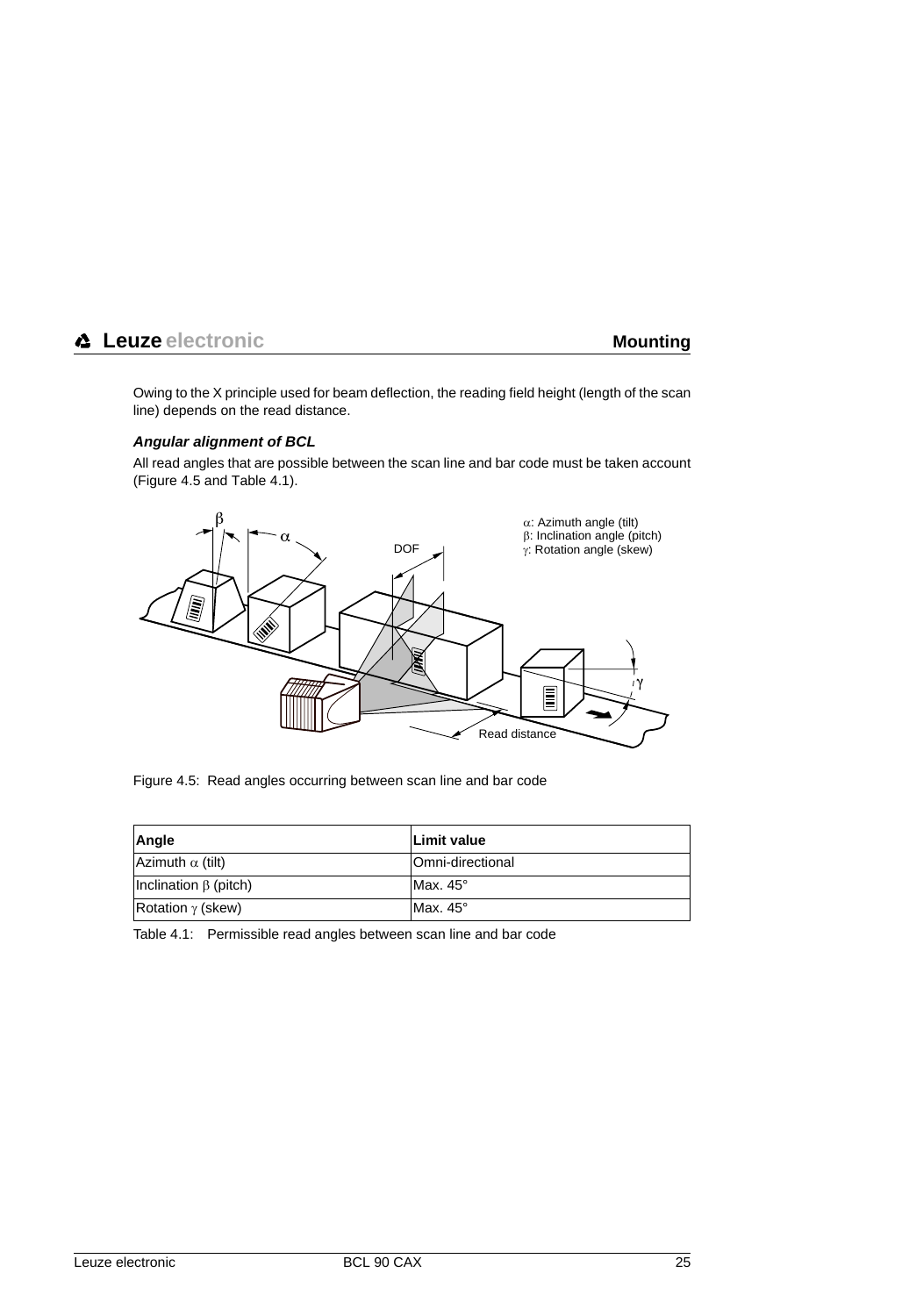Owing to the X principle used for beam deflection, the reading field height (length of the scan line) depends on the read distance.

***Angular alignment of BCL***

All read angles that are possible between the scan line and bar code must be taken account (Figure 4.5 and Table 4.1).

Figure 4.5: Read angles occurring between scan line and bar code

| Angle | Limit value |
|---|---|
| Azimuth $\alpha$ (tilt) | Omni-directional |
| Inclination $\beta$ (pitch) | Max. 45° |
| Rotation $\gamma$ (skew) | Max. 45° |

Table 4.1: Permissible read angles between scan line and bar code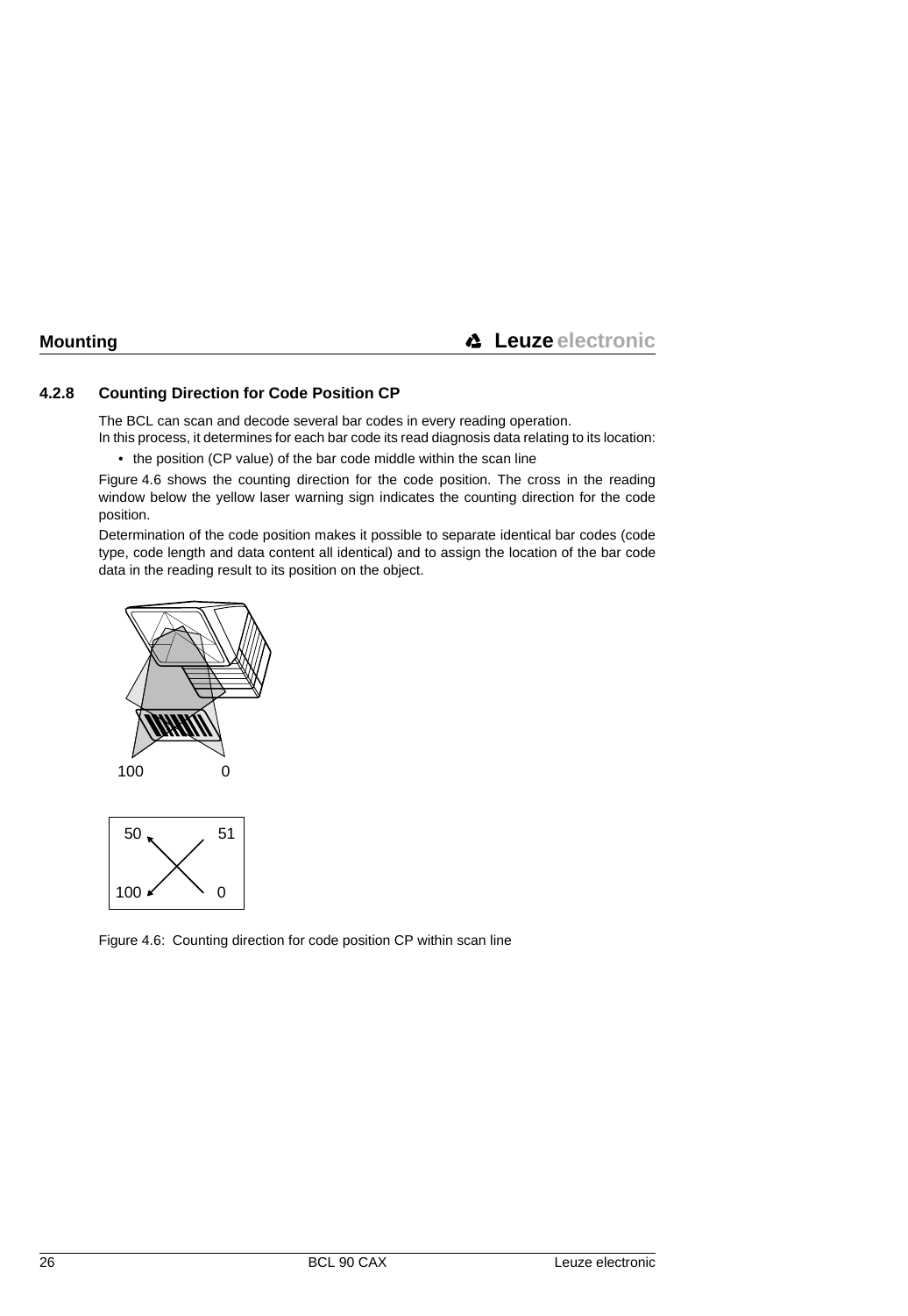### 4.2.8 Counting Direction for Code Position CP

The BCL can scan and decode several bar codes in every reading operation.
In this process, it determines for each bar code its read diagnosis data relating to its location:

- the position (CP value) of the bar code middle within the scan line

Figure 4.6 shows the counting direction for the code position. The cross in the reading window below the yellow laser warning sign indicates the counting direction for the code position.

Determination of the code position makes it possible to separate identical bar codes (code type, code length and data content all identical) and to assign the location of the bar code data in the reading result to its position on the object.

Figure 4.6: Counting direction for code position CP within scan line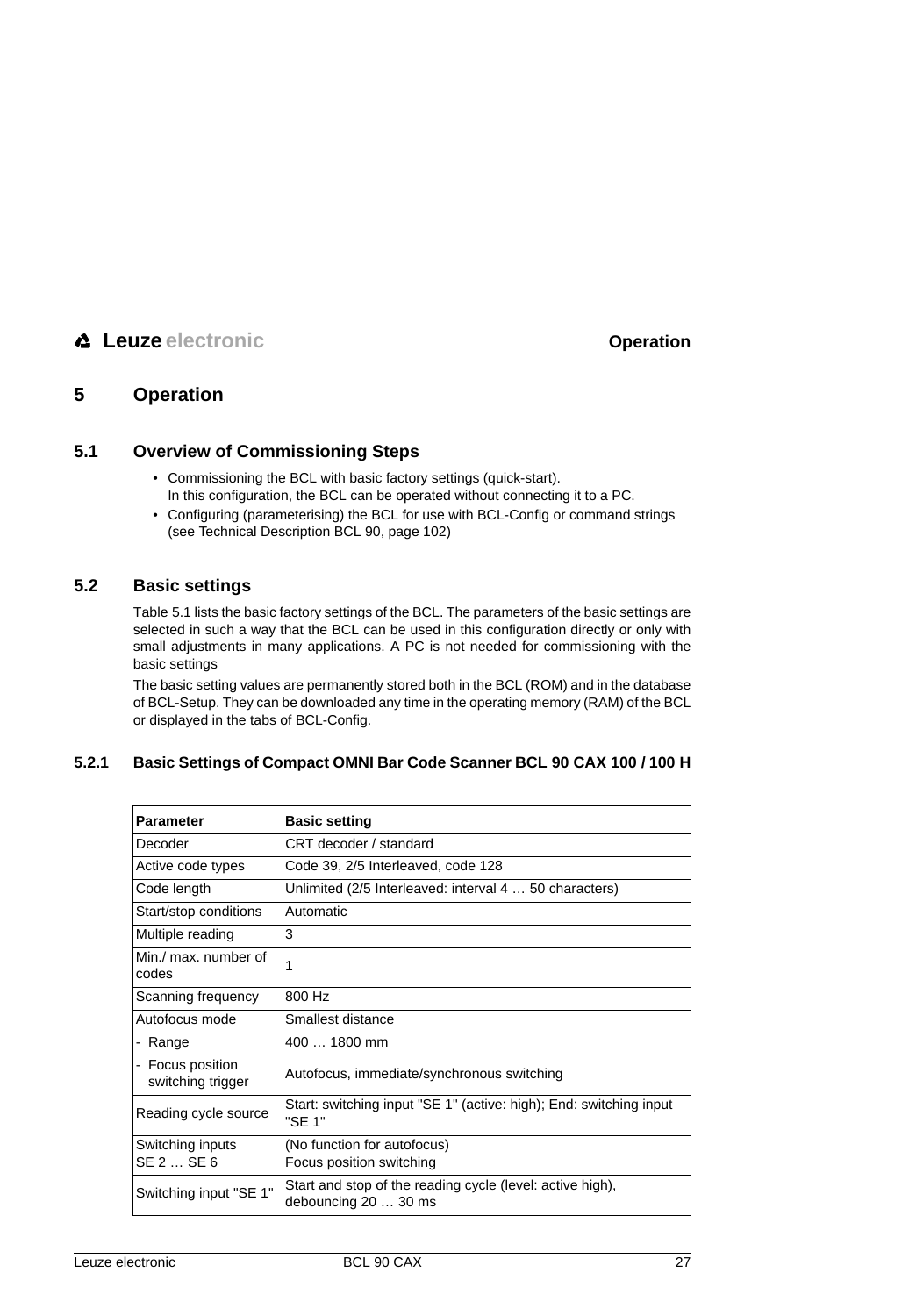# 5 Operation

## 5.1 Overview of Commissioning Steps

- Commissioning the BCL with basic factory settings (quick-start).
  In this configuration, the BCL can be operated without connecting it to a PC.
- Configuring (parameterising) the BCL for use with BCL-Config or command strings (see Technical Description BCL 90, page 102)

## 5.2 Basic settings

Table 5.1 lists the basic factory settings of the BCL. The parameters of the basic settings are selected in such a way that the BCL can be used in this configuration directly or only with small adjustments in many applications. A PC is not needed for commissioning with the basic settings

The basic setting values are permanently stored both in the BCL (ROM) and in the database of BCL-Setup. They can be downloaded any time in the operating memory (RAM) of the BCL or displayed in the tabs of BCL-Config.

### 5.2.1 Basic Settings of Compact OMNI Bar Code Scanner BCL 90 CAX 100 / 100 H

| Parameter | Basic setting |
|---|---|
| Decoder | CRT decoder / standard |
| Active code types | Code 39, 2/5 Interleaved, code 128 |
| Code length | Unlimited (2/5 Interleaved: interval 4 … 50 characters) |
| Start/stop conditions | Automatic |
| Multiple reading | 3 |
| Min./ max. number of codes | 1 |
| Scanning frequency | 800 Hz |
| Autofocus mode | Smallest distance |
| - Range | 400 … 1800 mm |
| - Focus position switching trigger | Autofocus, immediate/synchronous switching |
| Reading cycle source | Start: switching input "SE 1" (active: high); End: switching input "SE 1" |
| Switching inputs SE 2 … SE 6 | (No function for autofocus) Focus position switching |
| Switching input "SE 1" | Start and stop of the reading cycle (level: active high), debouncing 20 … 30 ms |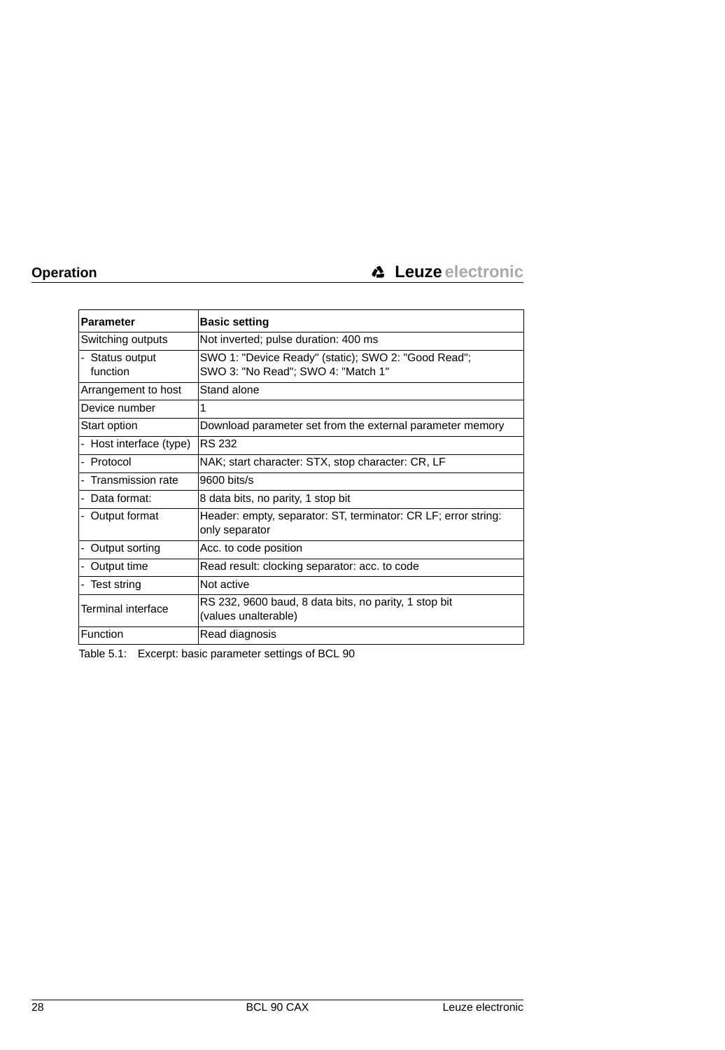| Parameter | Basic setting |
|---|---|
| Switching outputs | Not inverted; pulse duration: 400 ms |
| - Status output function | SWO 1: "Device Ready" (static); SWO 2: "Good Read"; SWO 3: "No Read"; SWO 4: "Match 1" |
| Arrangement to host | Stand alone |
| Device number | 1 |
| Start option | Download parameter set from the external parameter memory |
| - Host interface (type) | RS 232 |
| - Protocol | NAK; start character: STX, stop character: CR, LF |
| - Transmission rate | 9600 bits/s |
| - Data format: | 8 data bits, no parity, 1 stop bit |
| - Output format | Header: empty, separator: ST, terminator: CR LF; error string: only separator |
| - Output sorting | Acc. to code position |
| - Output time | Read result: clocking separator: acc. to code |
| - Test string | Not active |
| Terminal interface | RS 232, 9600 baud, 8 data bits, no parity, 1 stop bit (values unalterable) |
| Function | Read diagnosis |

Table 5.1: Excerpt: basic parameter settings of BCL 90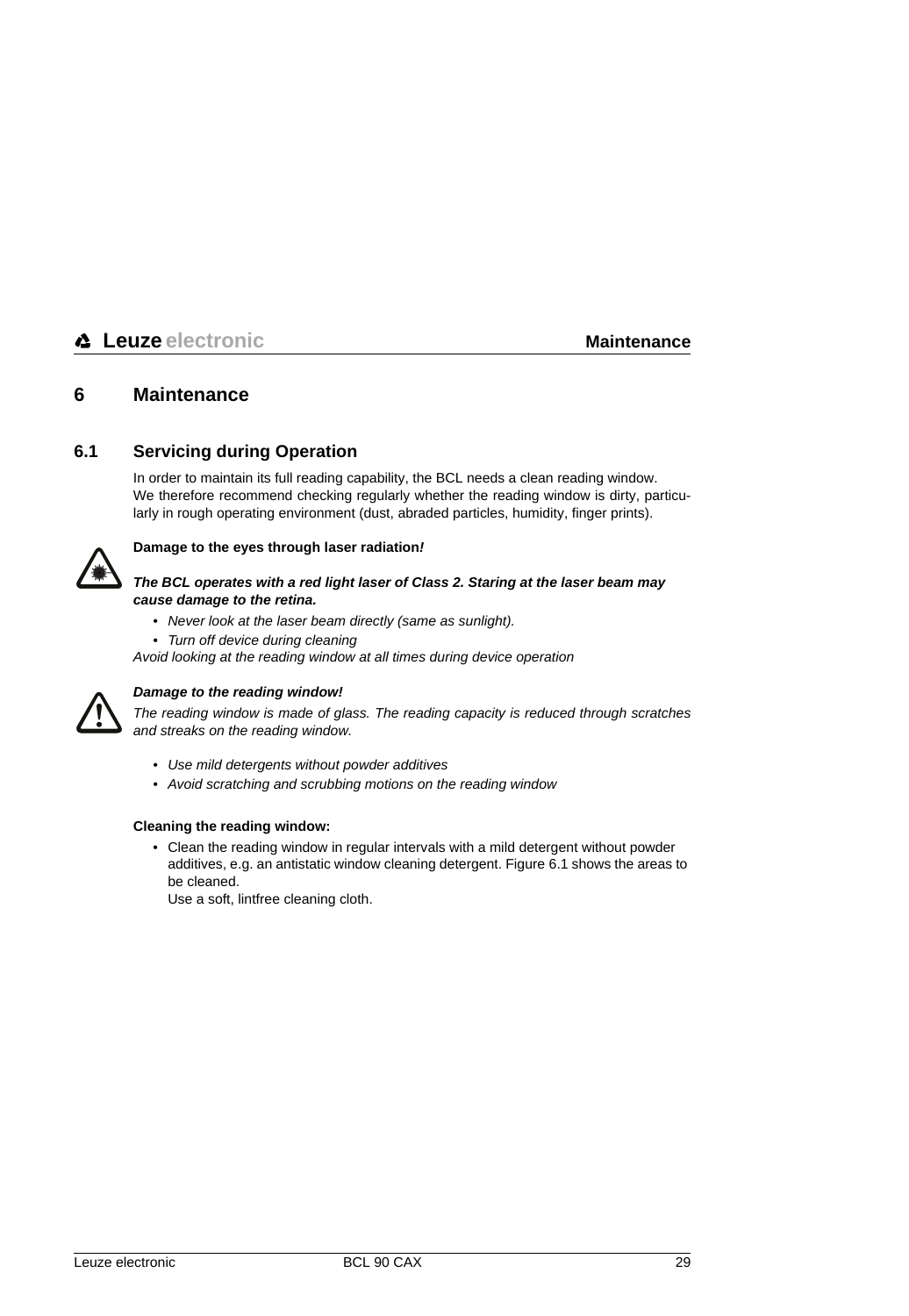# 6 Maintenance

## 6.1 Servicing during Operation

In order to maintain its full reading capability, the BCL needs a clean reading window. We therefore recommend checking regularly whether the reading window is dirty, particularly in rough operating environment (dust, abraded particles, humidity, finger prints).

**Damage to the eyes through laser radiation*!***

***The BCL operates with a red light laser of Class 2. Staring at the laser beam may cause damage to the retina.***

- *Never look at the laser beam directly (same as sunlight).*
- *Turn off device during cleaning*

*Avoid looking at the reading window at all times during device operation*

***Damage to the reading window!***

*The reading window is made of glass. The reading capacity is reduced through scratches and streaks on the reading window.*

- *Use mild detergents without powder additives*
- *Avoid scratching and scrubbing motions on the reading window*

**Cleaning the reading window:**

- Clean the reading window in regular intervals with a mild detergent without powder additives, e.g. an antistatic window cleaning detergent. Figure 6.1 shows the areas to be cleaned.
  Use a soft, lintfree cleaning cloth.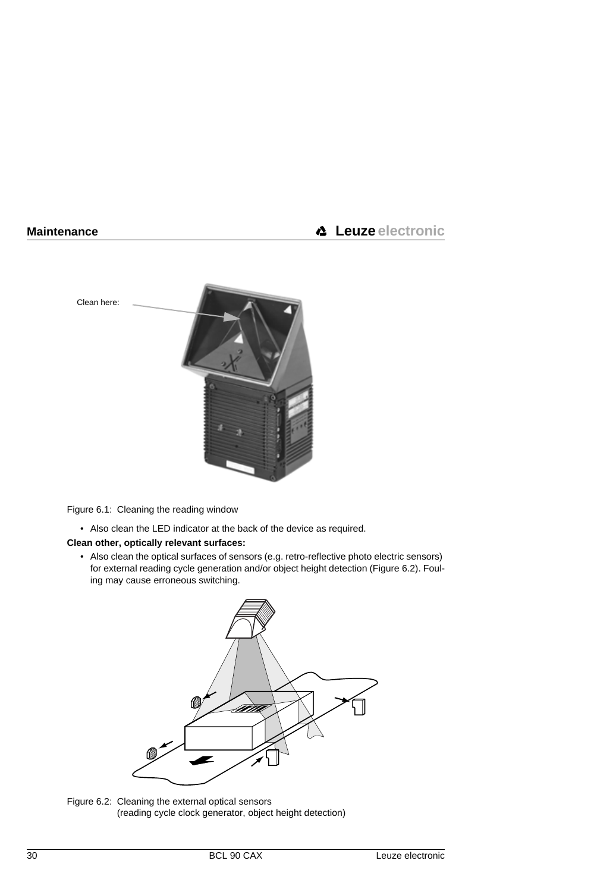Clean here:

Figure 6.1: Cleaning the reading window

- Also clean the LED indicator at the back of the device as required.

**Clean other, optically relevant surfaces:**

- Also clean the optical surfaces of sensors (e.g. retro-reflective photo electric sensors) for external reading cycle generation and/or object height detection (Figure 6.2). Fouling may cause erroneous switching.

Figure 6.2: Cleaning the external optical sensors
(reading cycle clock generator, object height detection)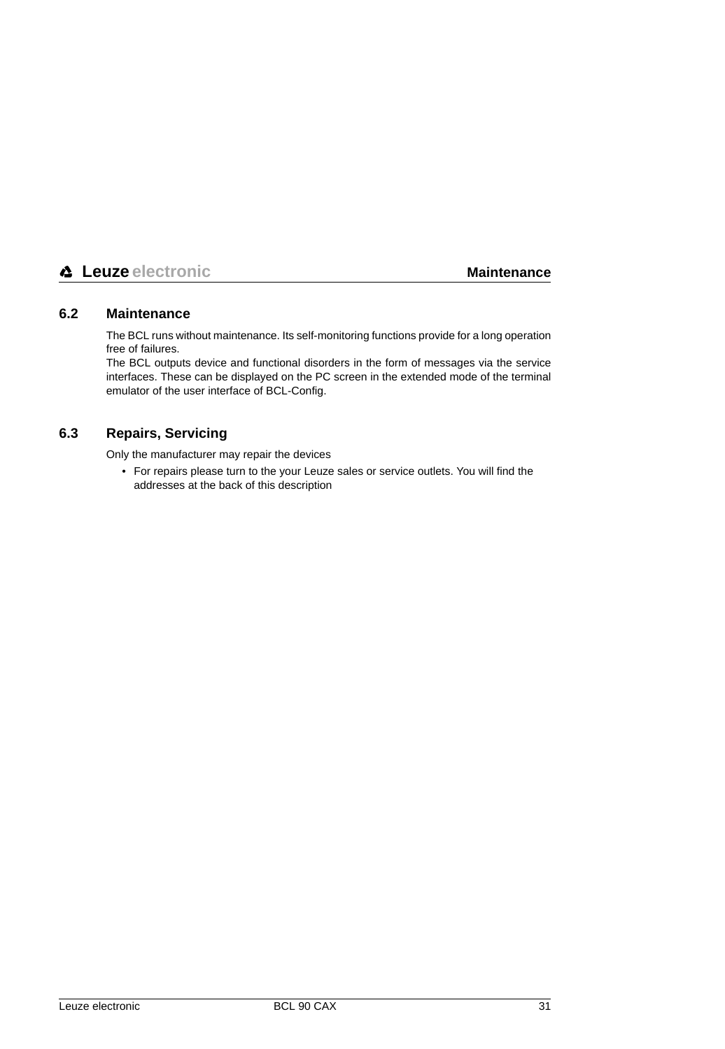## 6.2 Maintenance

The BCL runs without maintenance. Its self-monitoring functions provide for a long operation free of failures.
The BCL outputs device and functional disorders in the form of messages via the service interfaces. These can be displayed on the PC screen in the extended mode of the terminal emulator of the user interface of BCL-Config.

## 6.3 Repairs, Servicing

Only the manufacturer may repair the devices

- For repairs please turn to the your Leuze sales or service outlets. You will find the addresses at the back of this description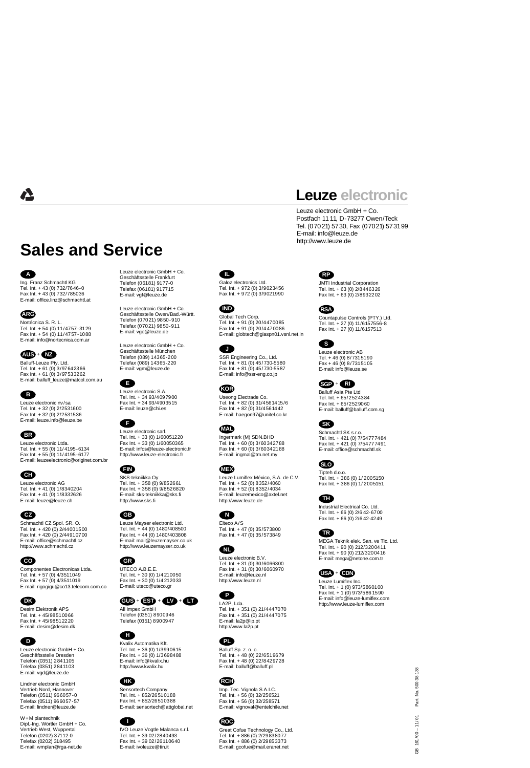# Leuze electronic

Leuze electronic GmbH + Co.
Postfach 11 11, D-73277 Owen/Teck
Tel. (07021) 5730, Fax (07021) 573199
E-mail: info@leuze.de
http://www.leuze.de

# Sales and Service

**A**
Ing. Franz Schmachtl KG
Tel. Int. + 43 (0) 732/7646-0
Fax Int. + 43 (0) 732/785036
E-mail: office.linz@schmachtl.at

**ARG**
Nortécnica S. R. L.
Tel. Int. + 54 (0) 11/4757-3129
Fax Int. + 54 (0) 11/4757-1088
E-mail: info@nortecnica.com.ar

**AUS** + **NZ**
Balluff-Leuze Pty. Ltd.
Tel. Int. + 61 (0) 3/97642366
Fax Int. + 61 (0) 3/97533262
E-mail: balluff_leuze@matcol.com.au

**B**
Leuze electronic nv/sa
Tel. Int. + 32 (0) 2/2531600
Fax Int. + 32 (0) 2/2531536
E-mail: leuze.info@leuze.be

**BR**
Leuze electronic Ltda.
Tel. Int. + 55 (0) 11/4195-6134
Fax Int. + 55 (0) 11/4195-6177
E-mail: leuzeelectronic@originet.com.br

**CH**
Leuze electronic AG
Tel. Int. + 41 (0) 1/8340204
Fax Int. + 41 (0) 1/8332626
E-mail: leuze@leuze.ch

**CZ**
Schmachtl CZ Spol. SR. O.
Tel. Int. + 420 (0) 2/44001500
Fax Int. + 420 (0) 2/44910700
E-mail: office@schmachtl.cz
http://www.schmachtl.cz

**CO**
Componentes Electronicas Ltda.
Tel. Int. + 57 (0) 4/3511049
Fax Int. + 57 (0) 4/3511019
E-mail: rigogigu@co13.telecom.com.co

**DK**
Desim Elektronik APS
Tel. Int. + 45/98510066
Fax Int. + 45/98512220
E-mail: desim@desim.dk

**D**
Leuze electronic GmbH + Co.
Geschäftsstelle Dresden
Telefon (0351) 2841105
Telefax (0351) 2841103
E-mail: vgd@leuze.de

Lindner electronic GmbH
Vertrieb Nord, Hannover
Telefon (0511) 966057-0
Telefax (0511) 966057-57
E-mail: lindner@leuze.de

W+M plantechnik
Dipl.-Ing. Wörtler GmbH + Co.
Vertrieb West, Wuppertal
Telefon (0202) 37112-0
Telefax (0202) 318495
E-mail: wmplan@rga-net.de

Leuze electronic GmbH + Co.
Geschäftsstelle Frankfurt
Telefon (06181) 9177-0
Telefax (06181) 917715
E-mail: vgf@leuze.de

Leuze electronic GmbH + Co.
Geschäftsstelle Owen/Bad.-Württ.
Telefon (07021) 9850-910
Telefax (07021) 9850-911
E-mail: vgo@leuze.de

Leuze electronic GmbH + Co.
Geschäftsstelle München
Telefon (089) 14365-200
Telefax (089) 14365-220
E-mail: vgm@leuze.de

**E**
Leuze electronic S.A.
Tel. Int. + 34 93/4097900
Fax Int. + 34 93/4903515
E-mail: leuze@chi.es

**F**
Leuze electronic sarl.
Tel. Int. + 33 (0) 1/60051220
Fax Int. + 33 (0) 1/60050365
E-mail: infos@leuze-electronic.fr
http://www.leuze-electronic.fr

**FIN**
SKS-tekniikka Oy
Tel. Int. + 358 (0) 9/852661
Fax Int. + 358 (0) 9/8526820
E-mail: sks-tekniikka@sks.fi
http://www.sks.fi

**GB**
Leuze Mayser electronic Ltd.
Tel. Int. + 44 (0) 1480/408500
Fax Int. + 44 (0) 1480/403808
E-mail: mail@leuzemayser.co.uk
http://www.leuzemayser.co.uk

**GR**
UTECO A.B.E.E.
Tel. Int. + 30 (0) 1/4210050
Fax Int. + 30 (0) 1/4212033
E-mail: uteco@uteco.gr

**GUS** + **EST** + **LV** + **LT**
All Impex GmbH
Telefon (0351) 8900946
Telefax (0351) 8900947

**H**
Kvalix Automatika Kft.
Tel. Int. + 36 (0) 1/3990615
Fax Int. + 36 (0) 1/3698488
E-mail: info@kvalix.hu
http://www.kvalix.hu

**HK**
Sensortech Company
Tel. Int. + 852/26510188
Fax Int. + 852/26510388
E-mail: sensortech@attglobal.net

**I**
IVO Leuze Vogtle Malanca s.r.l.
Tel. Int. + 39 02/2840493
Fax Int. + 39 02/26110640
E-mail: ivoleuze@tin.it

**IL**
Galoz electronics Ltd.
Tel. Int. + 972 (0) 3/9023456
Fax Int. + 972 (0) 3/9021990

**IND**
Global Tech Corp.
Tel. Int. + 91 (0) 20/4470085
Fax Int. + 91 (0) 20/4470086
E-mail: globtech@giaspn01.vsnl.net.in

**J**
SSR Engineering Co., Ltd.
Tel. Int. + 81 (0) 45/730-5580
Fax Int. + 81 (0) 45/730-5587
E-mail: info@ssr-eng.co.jp

**KOR**
Useong Electrade Co.
Tel. Int. + 82 (0) 31/4561415/6
Fax Int. + 82 (0) 31/4561442
E-mail: haegon97@unitel.co.kr

**MAL**
Ingermark (M) SDN.BHD
Tel. Int. + 60 (0) 3/60342788
Fax Int. + 60 (0) 3/60342188
E-mail: ingmal@tm.net.my

**MEX**
Leuze Lumiflex México, S.A. de C.V.
Tel. Int. + 52 (0) 8352/4060
Fax Int. + 52 (0) 8352/4034
E-mail: leuzemexico@axtel.net
http://www.leuze.de

**N**
Elteco A/S
Tel. Int. + 47 (0) 35/573800
Fax Int. + 47 (0) 35/573849

**NL**
Leuze electronic B.V.
Tel. Int. + 31 (0) 30/6066300
Fax Int. + 31 (0) 30/6060970
E-mail: info@leuze.nl
http://www.leuze.nl

**P**
LA2P, Lda.
Tel. Int. + 351 (0) 21/4447070
Fax Int. + 351 (0) 21/4447075
E-mail: la2p@ip.pt
http://www.la2p.pt

**PL**
Balluff Sp. z. o. o.
Tel. Int. + 48 (0) 22/6519679
Fax Int. + 48 (0) 22/8429728
E-mail: balluff@balluff.pl

**RCH**
Imp. Tec. Vignola S.A.I.C.
Tel. Int. + 56 (0) 32/256521
Fax Int. + 56 (0) 32/258571
E-mail: vignoval@entelchile.net

**ROC**
Great Cofue Technology Co., Ltd.
Tel. Int. + 886 (0) 2/29838077
Fax Int. + 886 (0) 2/29853373
E-mail: gcofue@mail.eranet.net

**RP**
JMTI Industrial Corporation
Tel. Int. + 63 (0) 2/8446326
Fax Int. + 63 (0) 2/8932202

**RSA**
Countapulse Controls (PTY.) Ltd.
Tel. Int. + 27 (0) 11/6157556-8
Fax Int. + 27 (0) 11/6157513

**S**
Leuze electronic AB
Tel. + 46 (0) 8/7315190
Fax + 46 (0) 8/7315105
E-mail: info@leuze.se

**SGP** + **RI**
Balluff Asia Pte Ltd
Tel. Int. + 65/2524384
Fax Int. + 65/2529060
E-mail: balluff@balluff.com.sg

**SK**
Schmachtl SK s.r.o.
Tel. Int. + 421 (0) 7/54777484
Fax Int. + 421 (0) 7/54777491
E-mail: office@schmachtl.sk

**SLO**
Tipteh d.o.o.
Tel. Int. + 386 (0) 1/2005150
Fax Int. + 386 (0) 1/2005151

**TH**
Industrial Electrical Co. Ltd.
Tel. Int. + 66 (0) 2/642-6700
Fax Int. + 66 (0) 2/642-4249

**TR**
MEGA Teknik elek. San. ve Tic. Ltd.
Tel. Int. + 90 (0) 212/3200411
Fax Int. + 90 (0) 212/3200416
E-mail: mega@netone.com.tr

**USA** + **CDN**
Leuze Lumiflex Inc.
Tel. Int. + 1 (0) 973/5860100
Fax Int. + 1 (0) 973/5861590
E-mail: info@leuze-lumiflex.com
http://www.leuze-lumiflex.com

GB 161/00 – 11/01 Part. No. 500 38 138